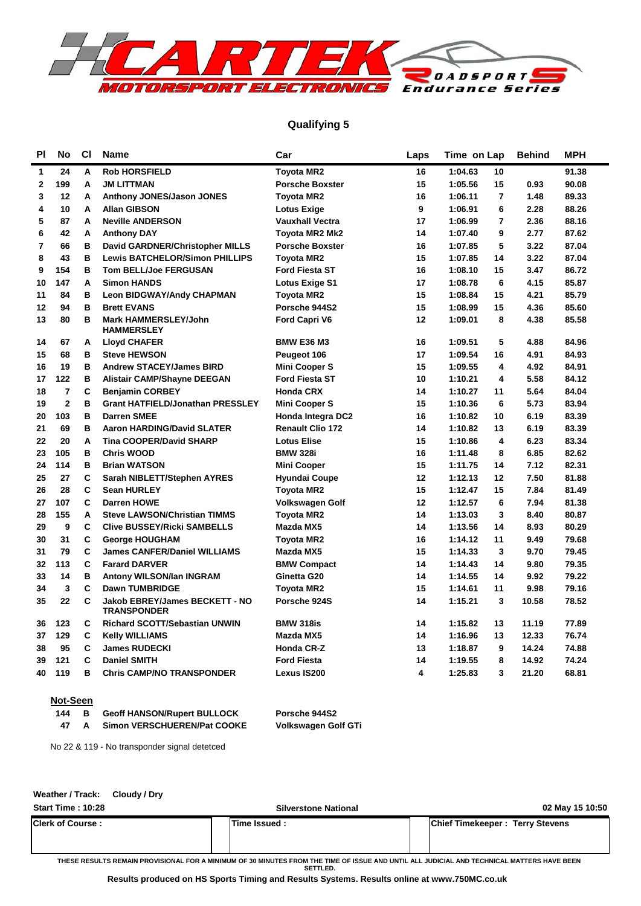## Qualifying 5

| Pl | No | Cl | Name | Car | Laps | Time | on Lap | Behind | MPH |
|---|---|---|---|---|---|---|---|---|---|
| 1 | 24 | A | Rob HORSFIELD | Toyota MR2 | 16 | 1:04.63 | 10 | | 91.38 |
| 2 | 199 | A | JM LITTMAN | Porsche Boxster | 15 | 1:05.56 | 15 | 0.93 | 90.08 |
| 3 | 12 | A | Anthony JONES/Jason JONES | Toyota MR2 | 16 | 1:06.11 | 7 | 1.48 | 89.33 |
| 4 | 10 | A | Allan GIBSON | Lotus Exige | 9 | 1:06.91 | 6 | 2.28 | 88.26 |
| 5 | 87 | A | Neville ANDERSON | Vauxhall Vectra | 17 | 1:06.99 | 7 | 2.36 | 88.16 |
| 6 | 42 | A | Anthony DAY | Toyota MR2 Mk2 | 14 | 1:07.40 | 9 | 2.77 | 87.62 |
| 7 | 66 | B | David GARDNER/Christopher MILLS | Porsche Boxster | 16 | 1:07.85 | 5 | 3.22 | 87.04 |
| 8 | 43 | B | Lewis BATCHELOR/Simon PHILLIPS | Toyota MR2 | 15 | 1:07.85 | 14 | 3.22 | 87.04 |
| 9 | 154 | B | Tom BELL/Joe FERGUSAN | Ford Fiesta ST | 16 | 1:08.10 | 15 | 3.47 | 86.72 |
| 10 | 147 | A | Simon HANDS | Lotus Exige S1 | 17 | 1:08.78 | 6 | 4.15 | 85.87 |
| 11 | 84 | B | Leon BIDGWAY/Andy CHAPMAN | Toyota MR2 | 15 | 1:08.84 | 15 | 4.21 | 85.79 |
| 12 | 94 | B | Brett EVANS | Porsche 944S2 | 15 | 1:08.99 | 15 | 4.36 | 85.60 |
| 13 | 80 | B | Mark HAMMERSLEY/John HAMMERSLEY | Ford Capri V6 | 12 | 1:09.01 | 8 | 4.38 | 85.58 |
| 14 | 67 | A | Lloyd CHAFER | BMW E36 M3 | 16 | 1:09.51 | 5 | 4.88 | 84.96 |
| 15 | 68 | B | Steve HEWSON | Peugeot 106 | 17 | 1:09.54 | 16 | 4.91 | 84.93 |
| 16 | 19 | B | Andrew STACEY/James BIRD | Mini Cooper S | 15 | 1:09.55 | 4 | 4.92 | 84.91 |
| 17 | 122 | B | Alistair CAMP/Shayne DEEGAN | Ford Fiesta ST | 10 | 1:10.21 | 4 | 5.58 | 84.12 |
| 18 | 7 | C | Benjamin CORBEY | Honda CRX | 14 | 1:10.27 | 11 | 5.64 | 84.04 |
| 19 | 2 | B | Grant HATFIELD/Jonathan PRESSLEY | Mini Cooper S | 15 | 1:10.36 | 6 | 5.73 | 83.94 |
| 20 | 103 | B | Darren SMEE | Honda Integra DC2 | 16 | 1:10.82 | 10 | 6.19 | 83.39 |
| 21 | 69 | B | Aaron HARDING/David SLATER | Renault Clio 172 | 14 | 1:10.82 | 13 | 6.19 | 83.39 |
| 22 | 20 | A | Tina COOPER/David SHARP | Lotus Elise | 15 | 1:10.86 | 4 | 6.23 | 83.34 |
| 23 | 105 | B | Chris WOOD | BMW 328i | 16 | 1:11.48 | 8 | 6.85 | 82.62 |
| 24 | 114 | B | Brian WATSON | Mini Cooper | 15 | 1:11.75 | 14 | 7.12 | 82.31 |
| 25 | 27 | C | Sarah NIBLETT/Stephen AYRES | Hyundai Coupe | 12 | 1:12.13 | 12 | 7.50 | 81.88 |
| 26 | 28 | C | Sean HURLEY | Toyota MR2 | 15 | 1:12.47 | 15 | 7.84 | 81.49 |
| 27 | 107 | C | Darren HOWE | Volkswagen Golf | 12 | 1:12.57 | 6 | 7.94 | 81.38 |
| 28 | 155 | A | Steve LAWSON/Christian TIMMS | Toyota MR2 | 14 | 1:13.03 | 3 | 8.40 | 80.87 |
| 29 | 9 | C | Clive BUSSEY/Ricki SAMBELLS | Mazda MX5 | 14 | 1:13.56 | 14 | 8.93 | 80.29 |
| 30 | 31 | C | George HOUGHAM | Toyota MR2 | 16 | 1:14.12 | 11 | 9.49 | 79.68 |
| 31 | 79 | C | James CANFER/Daniel WILLIAMS | Mazda MX5 | 15 | 1:14.33 | 3 | 9.70 | 79.45 |
| 32 | 113 | C | Farard DARVER | BMW Compact | 14 | 1:14.43 | 14 | 9.80 | 79.35 |
| 33 | 14 | B | Antony WILSON/Ian INGRAM | Ginetta G20 | 14 | 1:14.55 | 14 | 9.92 | 79.22 |
| 34 | 3 | C | Dawn TUMBRIDGE | Toyota MR2 | 15 | 1:14.61 | 11 | 9.98 | 79.16 |
| 35 | 22 | C | Jakob EBREY/James BECKETT - NO TRANSPONDER | Porsche 924S | 14 | 1:15.21 | 3 | 10.58 | 78.52 |
| 36 | 123 | C | Richard SCOTT/Sebastian UNWIN | BMW 318is | 14 | 1:15.82 | 13 | 11.19 | 77.89 |
| 37 | 129 | C | Kelly WILLIAMS | Mazda MX5 | 14 | 1:16.96 | 13 | 12.33 | 76.74 |
| 38 | 95 | C | James RUDECKI | Honda CR-Z | 13 | 1:18.87 | 9 | 14.24 | 74.88 |
| 39 | 121 | C | Daniel SMITH | Ford Fiesta | 14 | 1:19.55 | 8 | 14.92 | 74.24 |
| 40 | 119 | B | Chris CAMP/NO TRANSPONDER | Lexus IS200 | 4 | 1:25.83 | 3 | 21.20 | 68.81 |

**Not-Seen**

| No | Cl | Name | Car |
|---|---|---|---|
| 144 | B | Geoff HANSON/Rupert BULLOCK | Porsche 944S2 |
| 47 | A | Simon VERSCHUEREN/Pat COOKE | Volkswagen Golf GTi |

No 22 & 119 - No transponder signal detetced

**Weather / Track:** Cloudy / Dry

**Start Time :** 10:28 | Silverstone National | 02 May 15 10:50

| Clerk of Course : | Time Issued : | Chief Timekeeper : Terry Stevens |
|---|---|---|

THESE RESULTS REMAIN PROVISIONAL FOR A MINIMUM OF 30 MINUTES FROM THE TIME OF ISSUE AND UNTIL ALL JUDICIAL AND TECHNICAL MATTERS HAVE BEEN SETTLED.

**Results produced on HS Sports Timing and Results Systems. Results online at www.750MC.co.uk**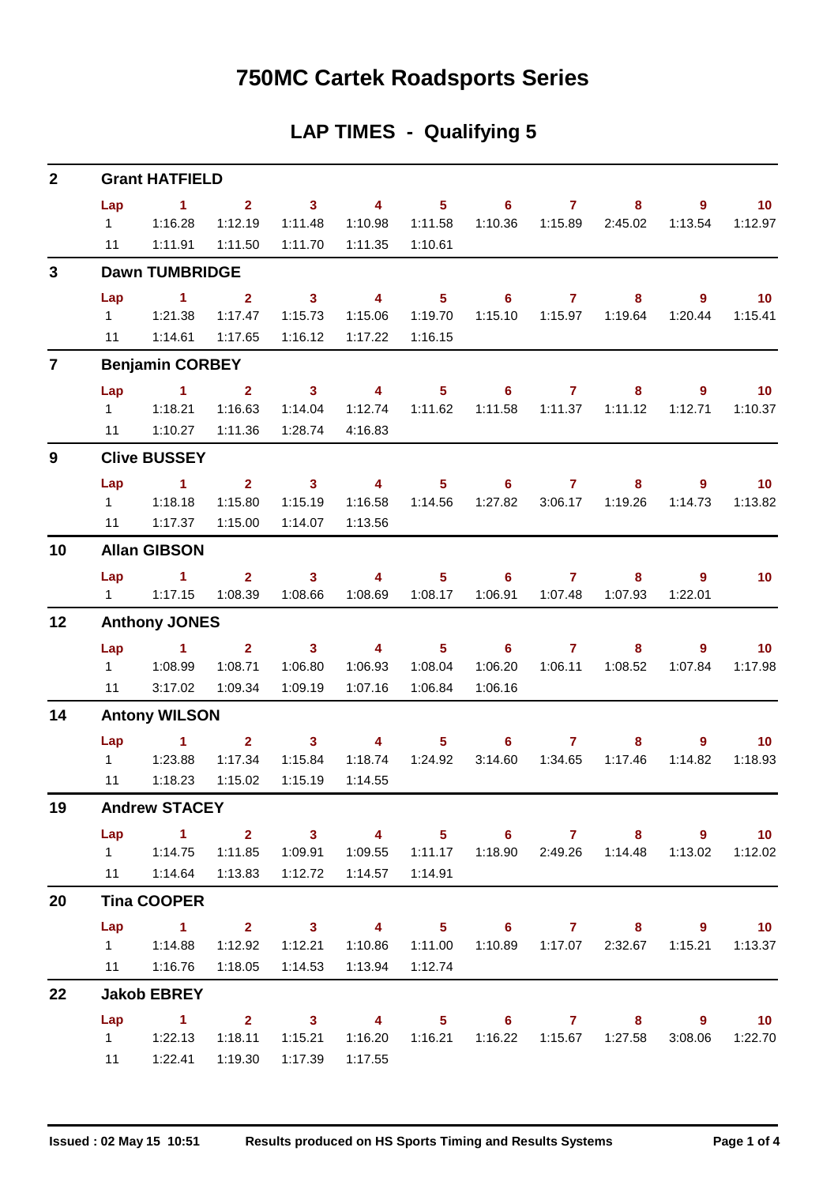# 750MC Cartek Roadsports Series

## LAP TIMES - Qualifying 5

### 2 Grant HATFIELD

| Lap | 1 | 2 | 3 | 4 | 5 | 6 | 7 | 8 | 9 | 10 |
|---|---|---|---|---|---|---|---|---|---|---|
| 1 | 1:16.28 | 1:12.19 | 1:11.48 | 1:10.98 | 1:11.58 | 1:10.36 | 1:15.89 | 2:45.02 | 1:13.54 | 1:12.97 |
| 11 | 1:11.91 | 1:11.50 | 1:11.70 | 1:11.35 | 1:10.61 | | | | | |

### 3 Dawn TUMBRIDGE

| Lap | 1 | 2 | 3 | 4 | 5 | 6 | 7 | 8 | 9 | 10 |
|---|---|---|---|---|---|---|---|---|---|---|
| 1 | 1:21.38 | 1:17.47 | 1:15.73 | 1:15.06 | 1:19.70 | 1:15.10 | 1:15.97 | 1:19.64 | 1:20.44 | 1:15.41 |
| 11 | 1:14.61 | 1:17.65 | 1:16.12 | 1:17.22 | 1:16.15 | | | | | |

### 7 Benjamin CORBEY

| Lap | 1 | 2 | 3 | 4 | 5 | 6 | 7 | 8 | 9 | 10 |
|---|---|---|---|---|---|---|---|---|---|---|
| 1 | 1:18.21 | 1:16.63 | 1:14.04 | 1:12.74 | 1:11.62 | 1:11.58 | 1:11.37 | 1:11.12 | 1:12.71 | 1:10.37 |
| 11 | 1:10.27 | 1:11.36 | 1:28.74 | 4:16.83 | | | | | | |

### 9 Clive BUSSEY

| Lap | 1 | 2 | 3 | 4 | 5 | 6 | 7 | 8 | 9 | 10 |
|---|---|---|---|---|---|---|---|---|---|---|
| 1 | 1:18.18 | 1:15.80 | 1:15.19 | 1:16.58 | 1:14.56 | 1:27.82 | 3:06.17 | 1:19.26 | 1:14.73 | 1:13.82 |
| 11 | 1:17.37 | 1:15.00 | 1:14.07 | 1:13.56 | | | | | | |

### 10 Allan GIBSON

| Lap | 1 | 2 | 3 | 4 | 5 | 6 | 7 | 8 | 9 | 10 |
|---|---|---|---|---|---|---|---|---|---|---|
| 1 | 1:17.15 | 1:08.39 | 1:08.66 | 1:08.69 | 1:08.17 | 1:06.91 | 1:07.48 | 1:07.93 | 1:22.01 | |

### 12 Anthony JONES

| Lap | 1 | 2 | 3 | 4 | 5 | 6 | 7 | 8 | 9 | 10 |
|---|---|---|---|---|---|---|---|---|---|---|
| 1 | 1:08.99 | 1:08.71 | 1:06.80 | 1:06.93 | 1:08.04 | 1:06.20 | 1:06.11 | 1:08.52 | 1:07.84 | 1:17.98 |
| 11 | 3:17.02 | 1:09.34 | 1:09.19 | 1:07.16 | 1:06.84 | 1:06.16 | | | | |

### 14 Antony WILSON

| Lap | 1 | 2 | 3 | 4 | 5 | 6 | 7 | 8 | 9 | 10 |
|---|---|---|---|---|---|---|---|---|---|---|
| 1 | 1:23.88 | 1:17.34 | 1:15.84 | 1:18.74 | 1:24.92 | 3:14.60 | 1:34.65 | 1:17.46 | 1:14.82 | 1:18.93 |
| 11 | 1:18.23 | 1:15.02 | 1:15.19 | 1:14.55 | | | | | | |

### 19 Andrew STACEY

| Lap | 1 | 2 | 3 | 4 | 5 | 6 | 7 | 8 | 9 | 10 |
|---|---|---|---|---|---|---|---|---|---|---|
| 1 | 1:14.75 | 1:11.85 | 1:09.91 | 1:09.55 | 1:11.17 | 1:18.90 | 2:49.26 | 1:14.48 | 1:13.02 | 1:12.02 |
| 11 | 1:14.64 | 1:13.83 | 1:12.72 | 1:14.57 | 1:14.91 | | | | | |

### 20 Tina COOPER

| Lap | 1 | 2 | 3 | 4 | 5 | 6 | 7 | 8 | 9 | 10 |
|---|---|---|---|---|---|---|---|---|---|---|
| 1 | 1:14.88 | 1:12.92 | 1:12.21 | 1:10.86 | 1:11.00 | 1:10.89 | 1:17.07 | 2:32.67 | 1:15.21 | 1:13.37 |
| 11 | 1:16.76 | 1:18.05 | 1:14.53 | 1:13.94 | 1:12.74 | | | | | |

### 22 Jakob EBREY

| Lap | 1 | 2 | 3 | 4 | 5 | 6 | 7 | 8 | 9 | 10 |
|---|---|---|---|---|---|---|---|---|---|---|
| 1 | 1:22.13 | 1:18.11 | 1:15.21 | 1:16.20 | 1:16.21 | 1:16.22 | 1:15.67 | 1:27.58 | 3:08.06 | 1:22.70 |
| 11 | 1:22.41 | 1:19.30 | 1:17.39 | 1:17.55 | | | | | | |

Issued : 02 May 15 10:51 Results produced on HS Sports Timing and Results Systems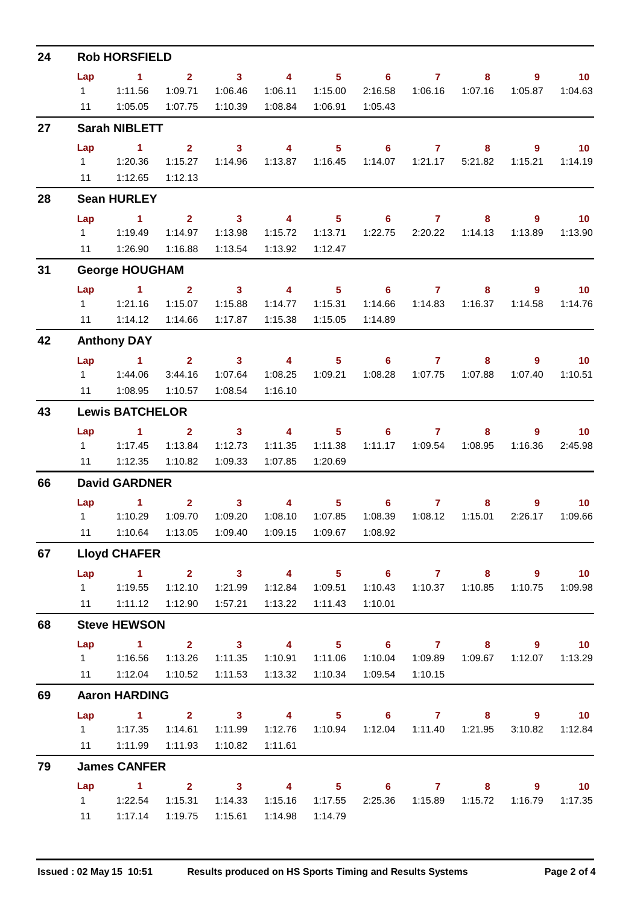## 24 Rob HORSFIELD

| Lap | 1 | 2 | 3 | 4 | 5 | 6 | 7 | 8 | 9 | 10 |
|---|---|---|---|---|---|---|---|---|---|---|
| 1 | 1:11.56 | 1:09.71 | 1:06.46 | 1:06.11 | 1:15.00 | 2:16.58 | 1:06.16 | 1:07.16 | 1:05.87 | 1:04.63 |
| 11 | 1:05.05 | 1:07.75 | 1:10.39 | 1:08.84 | 1:06.91 | 1:05.43 | | | | |

## 27 Sarah NIBLETT

| Lap | 1 | 2 | 3 | 4 | 5 | 6 | 7 | 8 | 9 | 10 |
|---|---|---|---|---|---|---|---|---|---|---|
| 1 | 1:20.36 | 1:15.27 | 1:14.96 | 1:13.87 | 1:16.45 | 1:14.07 | 1:21.17 | 5:21.82 | 1:15.21 | 1:14.19 |
| 11 | 1:12.65 | 1:12.13 | | | | | | | | |

## 28 Sean HURLEY

| Lap | 1 | 2 | 3 | 4 | 5 | 6 | 7 | 8 | 9 | 10 |
|---|---|---|---|---|---|---|---|---|---|---|
| 1 | 1:19.49 | 1:14.97 | 1:13.98 | 1:15.72 | 1:13.71 | 1:22.75 | 2:20.22 | 1:14.13 | 1:13.89 | 1:13.90 |
| 11 | 1:26.90 | 1:16.88 | 1:13.54 | 1:13.92 | 1:12.47 | | | | | |

## 31 George HOUGHAM

| Lap | 1 | 2 | 3 | 4 | 5 | 6 | 7 | 8 | 9 | 10 |
|---|---|---|---|---|---|---|---|---|---|---|
| 1 | 1:21.16 | 1:15.07 | 1:15.88 | 1:14.77 | 1:15.31 | 1:14.66 | 1:14.83 | 1:16.37 | 1:14.58 | 1:14.76 |
| 11 | 1:14.12 | 1:14.66 | 1:17.87 | 1:15.38 | 1:15.05 | 1:14.89 | | | | |

## 42 Anthony DAY

| Lap | 1 | 2 | 3 | 4 | 5 | 6 | 7 | 8 | 9 | 10 |
|---|---|---|---|---|---|---|---|---|---|---|
| 1 | 1:44.06 | 3:44.16 | 1:07.64 | 1:08.25 | 1:09.21 | 1:08.28 | 1:07.75 | 1:07.88 | 1:07.40 | 1:10.51 |
| 11 | 1:08.95 | 1:10.57 | 1:08.54 | 1:16.10 | | | | | | |

## 43 Lewis BATCHELOR

| Lap | 1 | 2 | 3 | 4 | 5 | 6 | 7 | 8 | 9 | 10 |
|---|---|---|---|---|---|---|---|---|---|---|
| 1 | 1:17.45 | 1:13.84 | 1:12.73 | 1:11.35 | 1:11.38 | 1:11.17 | 1:09.54 | 1:08.95 | 1:16.36 | 2:45.98 |
| 11 | 1:12.35 | 1:10.82 | 1:09.33 | 1:07.85 | 1:20.69 | | | | | |

## 66 David GARDNER

| Lap | 1 | 2 | 3 | 4 | 5 | 6 | 7 | 8 | 9 | 10 |
|---|---|---|---|---|---|---|---|---|---|---|
| 1 | 1:10.29 | 1:09.70 | 1:09.20 | 1:08.10 | 1:07.85 | 1:08.39 | 1:08.12 | 1:15.01 | 2:26.17 | 1:09.66 |
| 11 | 1:10.64 | 1:13.05 | 1:09.40 | 1:09.15 | 1:09.67 | 1:08.92 | | | | |

## 67 Lloyd CHAFER

| Lap | 1 | 2 | 3 | 4 | 5 | 6 | 7 | 8 | 9 | 10 |
|---|---|---|---|---|---|---|---|---|---|---|
| 1 | 1:19.55 | 1:12.10 | 1:21.99 | 1:12.84 | 1:09.51 | 1:10.43 | 1:10.37 | 1:10.85 | 1:10.75 | 1:09.98 |
| 11 | 1:11.12 | 1:12.90 | 1:57.21 | 1:13.22 | 1:11.43 | 1:10.01 | | | | |

## 68 Steve HEWSON

| Lap | 1 | 2 | 3 | 4 | 5 | 6 | 7 | 8 | 9 | 10 |
|---|---|---|---|---|---|---|---|---|---|---|
| 1 | 1:16.56 | 1:13.26 | 1:11.35 | 1:10.91 | 1:11.06 | 1:10.04 | 1:09.89 | 1:09.67 | 1:12.07 | 1:13.29 |
| 11 | 1:12.04 | 1:10.52 | 1:11.53 | 1:13.32 | 1:10.34 | 1:09.54 | 1:10.15 | | | |

## 69 Aaron HARDING

| Lap | 1 | 2 | 3 | 4 | 5 | 6 | 7 | 8 | 9 | 10 |
|---|---|---|---|---|---|---|---|---|---|---|
| 1 | 1:17.35 | 1:14.61 | 1:11.99 | 1:12.76 | 1:10.94 | 1:12.04 | 1:11.40 | 1:21.95 | 3:10.82 | 1:12.84 |
| 11 | 1:11.99 | 1:11.93 | 1:10.82 | 1:11.61 | | | | | | |

## 79 James CANFER

| Lap | 1 | 2 | 3 | 4 | 5 | 6 | 7 | 8 | 9 | 10 |
|---|---|---|---|---|---|---|---|---|---|---|
| 1 | 1:22.54 | 1:15.31 | 1:14.33 | 1:15.16 | 1:17.55 | 2:25.36 | 1:15.89 | 1:15.72 | 1:16.79 | 1:17.35 |
| 11 | 1:17.14 | 1:19.75 | 1:15.61 | 1:14.98 | 1:14.79 | | | | | |

Issued : 02 May 15 10:51 Results produced on HS Sports Timing and Results Systems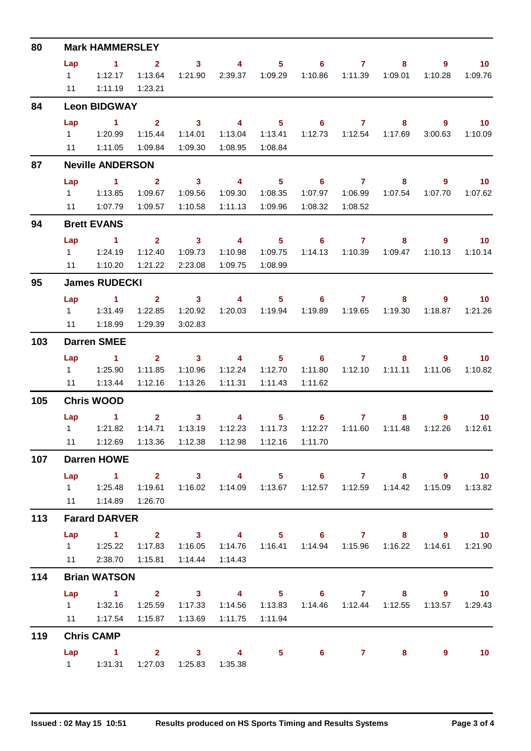## 80 Mark HAMMERSLEY

| Lap | 1 | 2 | 3 | 4 | 5 | 6 | 7 | 8 | 9 | 10 |
|---|---|---|---|---|---|---|---|---|---|---|
| 1 | 1:12.17 | 1:13.64 | 1:21.90 | 2:39.37 | 1:09.29 | 1:10.86 | 1:11.39 | 1:09.01 | 1:10.28 | 1:09.76 |
| 11 | 1:11.19 | 1:23.21 | | | | | | | | |

## 84 Leon BIDGWAY

| Lap | 1 | 2 | 3 | 4 | 5 | 6 | 7 | 8 | 9 | 10 |
|---|---|---|---|---|---|---|---|---|---|---|
| 1 | 1:20.99 | 1:15.44 | 1:14.01 | 1:13.04 | 1:13.41 | 1:12.73 | 1:12.54 | 1:17.69 | 3:00.63 | 1:10.09 |
| 11 | 1:11.05 | 1:09.84 | 1:09.30 | 1:08.95 | 1:08.84 | | | | | |

## 87 Neville ANDERSON

| Lap | 1 | 2 | 3 | 4 | 5 | 6 | 7 | 8 | 9 | 10 |
|---|---|---|---|---|---|---|---|---|---|---|
| 1 | 1:13.85 | 1:09.67 | 1:09.56 | 1:09.30 | 1:08.35 | 1:07.97 | 1:06.99 | 1:07.54 | 1:07.70 | 1:07.62 |
| 11 | 1:07.79 | 1:09.57 | 1:10.58 | 1:11.13 | 1:09.96 | 1:08.32 | 1:08.52 | | | |

## 94 Brett EVANS

| Lap | 1 | 2 | 3 | 4 | 5 | 6 | 7 | 8 | 9 | 10 |
|---|---|---|---|---|---|---|---|---|---|---|
| 1 | 1:24.19 | 1:12.40 | 1:09.73 | 1:10.98 | 1:09.75 | 1:14.13 | 1:10.39 | 1:09.47 | 1:10.13 | 1:10.14 |
| 11 | 1:10.20 | 1:21.22 | 2:23.08 | 1:09.75 | 1:08.99 | | | | | |

## 95 James RUDECKI

| Lap | 1 | 2 | 3 | 4 | 5 | 6 | 7 | 8 | 9 | 10 |
|---|---|---|---|---|---|---|---|---|---|---|
| 1 | 1:31.49 | 1:22.85 | 1:20.92 | 1:20.03 | 1:19.94 | 1:19.89 | 1:19.65 | 1:19.30 | 1:18.87 | 1:21.26 |
| 11 | 1:18.99 | 1:29.39 | 3:02.83 | | | | | | | |

## 103 Darren SMEE

| Lap | 1 | 2 | 3 | 4 | 5 | 6 | 7 | 8 | 9 | 10 |
|---|---|---|---|---|---|---|---|---|---|---|
| 1 | 1:25.90 | 1:11.85 | 1:10.96 | 1:12.24 | 1:12.70 | 1:11.80 | 1:12.10 | 1:11.11 | 1:11.06 | 1:10.82 |
| 11 | 1:13.44 | 1:12.16 | 1:13.26 | 1:11.31 | 1:11.43 | 1:11.62 | | | | |

## 105 Chris WOOD

| Lap | 1 | 2 | 3 | 4 | 5 | 6 | 7 | 8 | 9 | 10 |
|---|---|---|---|---|---|---|---|---|---|---|
| 1 | 1:21.82 | 1:14.71 | 1:13.19 | 1:12.23 | 1:11.73 | 1:12.27 | 1:11.60 | 1:11.48 | 1:12.26 | 1:12.61 |
| 11 | 1:12.69 | 1:13.36 | 1:12.38 | 1:12.98 | 1:12.16 | 1:11.70 | | | | |

## 107 Darren HOWE

| Lap | 1 | 2 | 3 | 4 | 5 | 6 | 7 | 8 | 9 | 10 |
|---|---|---|---|---|---|---|---|---|---|---|
| 1 | 1:25.48 | 1:19.61 | 1:16.02 | 1:14.09 | 1:13.67 | 1:12.57 | 1:12.59 | 1:14.42 | 1:15.09 | 1:13.82 |
| 11 | 1:14.89 | 1:26.70 | | | | | | | | |

## 113 Farard DARVER

| Lap | 1 | 2 | 3 | 4 | 5 | 6 | 7 | 8 | 9 | 10 |
|---|---|---|---|---|---|---|---|---|---|---|
| 1 | 1:25.22 | 1:17.83 | 1:16.05 | 1:14.76 | 1:16.41 | 1:14.94 | 1:15.96 | 1:16.22 | 1:14.61 | 1:21.90 |
| 11 | 2:38.70 | 1:15.81 | 1:14.44 | 1:14.43 | | | | | | |

## 114 Brian WATSON

| Lap | 1 | 2 | 3 | 4 | 5 | 6 | 7 | 8 | 9 | 10 |
|---|---|---|---|---|---|---|---|---|---|---|
| 1 | 1:32.16 | 1:25.59 | 1:17.33 | 1:14.56 | 1:13.83 | 1:14.46 | 1:12.44 | 1:12.55 | 1:13.57 | 1:29.43 |
| 11 | 1:17.54 | 1:15.87 | 1:13.69 | 1:11.75 | 1:11.94 | | | | | |

## 119 Chris CAMP

| Lap | 1 | 2 | 3 | 4 | 5 | 6 | 7 | 8 | 9 | 10 |
|---|---|---|---|---|---|---|---|---|---|---|
| 1 | 1:31.31 | 1:27.03 | 1:25.83 | 1:35.38 | | | | | | |

Issued : 02 May 15 10:51 Results produced on HS Sports Timing and Results Systems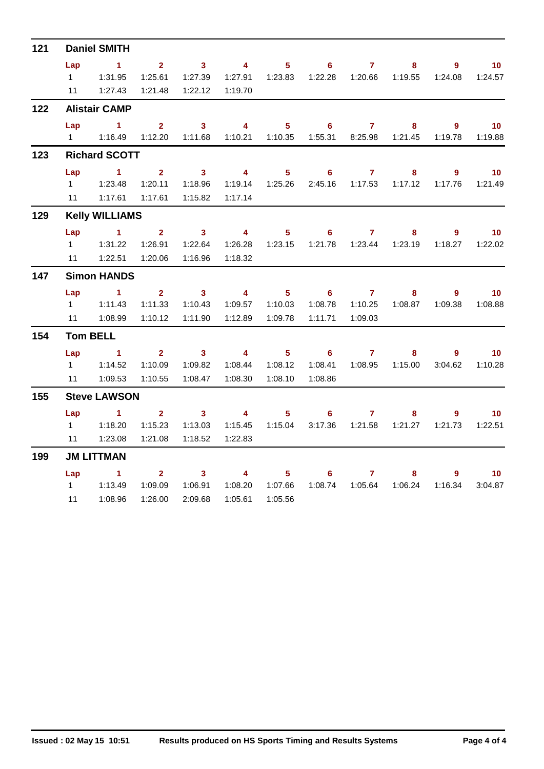## 121 Daniel SMITH

| Lap | 1 | 2 | 3 | 4 | 5 | 6 | 7 | 8 | 9 | 10 |
|---|---|---|---|---|---|---|---|---|---|---|
| 1 | 1:31.95 | 1:25.61 | 1:27.39 | 1:27.91 | 1:23.83 | 1:22.28 | 1:20.66 | 1:19.55 | 1:24.08 | 1:24.57 |
| 11 | 1:27.43 | 1:21.48 | 1:22.12 | 1:19.70 | | | | | | |

## 122 Alistair CAMP

| Lap | 1 | 2 | 3 | 4 | 5 | 6 | 7 | 8 | 9 | 10 |
|---|---|---|---|---|---|---|---|---|---|---|
| 1 | 1:16.49 | 1:12.20 | 1:11.68 | 1:10.21 | 1:10.35 | 1:55.31 | 8:25.98 | 1:21.45 | 1:19.78 | 1:19.88 |

## 123 Richard SCOTT

| Lap | 1 | 2 | 3 | 4 | 5 | 6 | 7 | 8 | 9 | 10 |
|---|---|---|---|---|---|---|---|---|---|---|
| 1 | 1:23.48 | 1:20.11 | 1:18.96 | 1:19.14 | 1:25.26 | 2:45.16 | 1:17.53 | 1:17.12 | 1:17.76 | 1:21.49 |
| 11 | 1:17.61 | 1:17.61 | 1:15.82 | 1:17.14 | | | | | | |

## 129 Kelly WILLIAMS

| Lap | 1 | 2 | 3 | 4 | 5 | 6 | 7 | 8 | 9 | 10 |
|---|---|---|---|---|---|---|---|---|---|---|
| 1 | 1:31.22 | 1:26.91 | 1:22.64 | 1:26.28 | 1:23.15 | 1:21.78 | 1:23.44 | 1:23.19 | 1:18.27 | 1:22.02 |
| 11 | 1:22.51 | 1:20.06 | 1:16.96 | 1:18.32 | | | | | | |

## 147 Simon HANDS

| Lap | 1 | 2 | 3 | 4 | 5 | 6 | 7 | 8 | 9 | 10 |
|---|---|---|---|---|---|---|---|---|---|---|
| 1 | 1:11.43 | 1:11.33 | 1:10.43 | 1:09.57 | 1:10.03 | 1:08.78 | 1:10.25 | 1:08.87 | 1:09.38 | 1:08.88 |
| 11 | 1:08.99 | 1:10.12 | 1:11.90 | 1:12.89 | 1:09.78 | 1:11.71 | 1:09.03 | | | |

## 154 Tom BELL

| Lap | 1 | 2 | 3 | 4 | 5 | 6 | 7 | 8 | 9 | 10 |
|---|---|---|---|---|---|---|---|---|---|---|
| 1 | 1:14.52 | 1:10.09 | 1:09.82 | 1:08.44 | 1:08.12 | 1:08.41 | 1:08.95 | 1:15.00 | 3:04.62 | 1:10.28 |
| 11 | 1:09.53 | 1:10.55 | 1:08.47 | 1:08.30 | 1:08.10 | 1:08.86 | | | | |

## 155 Steve LAWSON

| Lap | 1 | 2 | 3 | 4 | 5 | 6 | 7 | 8 | 9 | 10 |
|---|---|---|---|---|---|---|---|---|---|---|
| 1 | 1:18.20 | 1:15.23 | 1:13.03 | 1:15.45 | 1:15.04 | 3:17.36 | 1:21.58 | 1:21.27 | 1:21.73 | 1:22.51 |
| 11 | 1:23.08 | 1:21.08 | 1:18.52 | 1:22.83 | | | | | | |

## 199 JM LITTMAN

| Lap | 1 | 2 | 3 | 4 | 5 | 6 | 7 | 8 | 9 | 10 |
|---|---|---|---|---|---|---|---|---|---|---|
| 1 | 1:13.49 | 1:09.09 | 1:06.91 | 1:08.20 | 1:07.66 | 1:08.74 | 1:05.64 | 1:06.24 | 1:16.34 | 3:04.87 |
| 11 | 1:08.96 | 1:26.00 | 2:09.68 | 1:05.61 | 1:05.56 | | | | | |

Issued : 02 May 15 10:51 &nbsp;&nbsp;&nbsp; Results produced on HS Sports Timing and Results Systems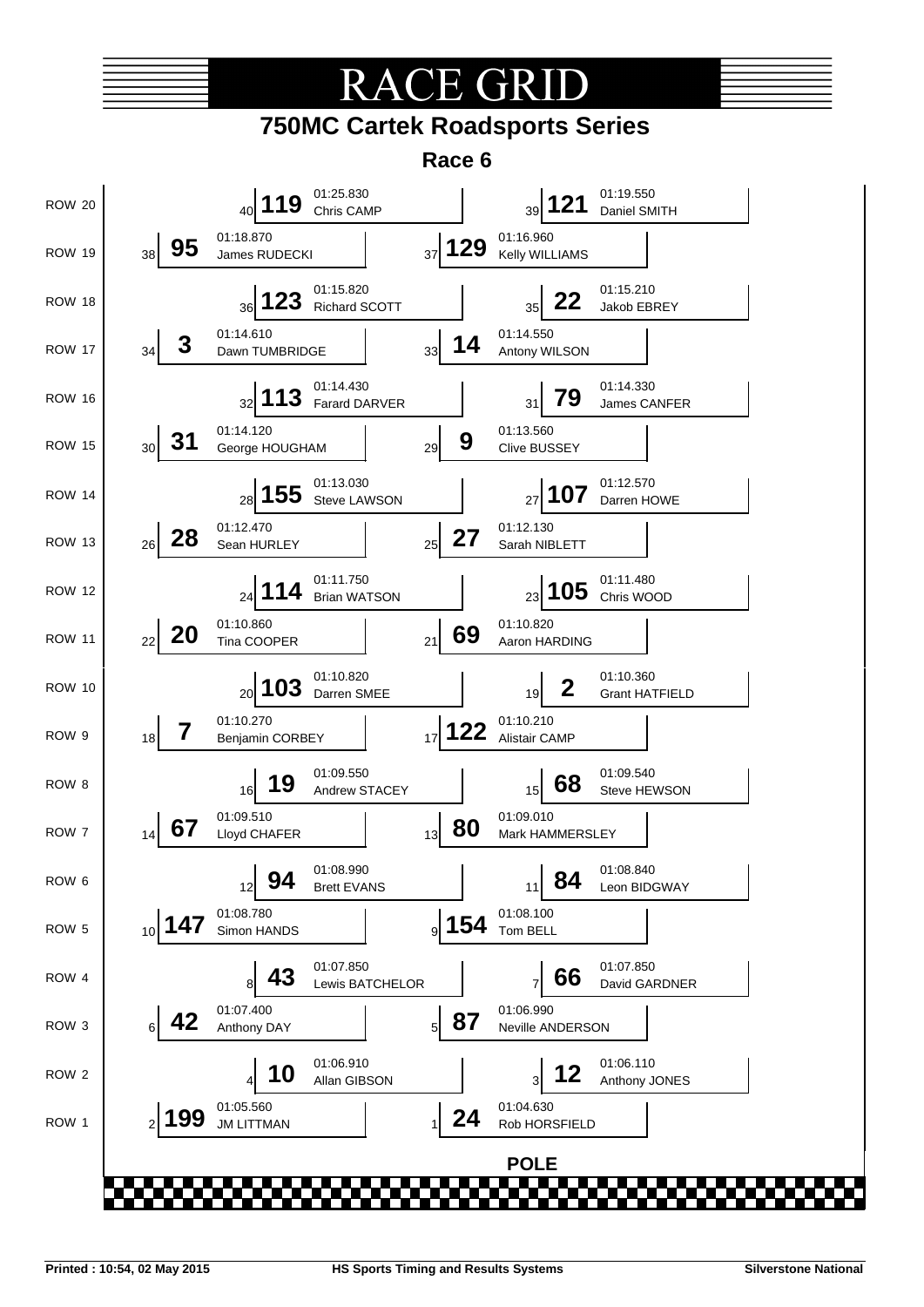# RACE GRID

## 750MC Cartek Roadsports Series

### Race 6

| Row | Pos | No. | Driver | Time | Pos | No. | Driver | Time |
|---|---|---|---|---|---|---|---|---|
| ROW 20 | 40 | 119 | Chris CAMP | 01:25.830 | 39 | 121 | Daniel SMITH | 01:19.550 |
| ROW 19 | 38 | 95 | James RUDECKI | 01:18.870 | 37 | 129 | Kelly WILLIAMS | 01:16.960 |
| ROW 18 | 36 | 123 | Richard SCOTT | 01:15.820 | 35 | 22 | Jakob EBREY | 01:15.210 |
| ROW 17 | 34 | 3 | Dawn TUMBRIDGE | 01:14.610 | 33 | 14 | Antony WILSON | 01:14.550 |
| ROW 16 | 32 | 113 | Farard DARVER | 01:14.430 | 31 | 79 | James CANFER | 01:14.330 |
| ROW 15 | 30 | 31 | George HOUGHAM | 01:14.120 | 29 | 9 | Clive BUSSEY | 01:13.560 |
| ROW 14 | 28 | 155 | Steve LAWSON | 01:13.030 | 27 | 107 | Darren HOWE | 01:12.570 |
| ROW 13 | 26 | 28 | Sean HURLEY | 01:12.470 | 25 | 27 | Sarah NIBLETT | 01:12.130 |
| ROW 12 | 24 | 114 | Brian WATSON | 01:11.750 | 23 | 105 | Chris WOOD | 01:11.480 |
| ROW 11 | 22 | 20 | Tina COOPER | 01:10.860 | 21 | 69 | Aaron HARDING | 01:10.820 |
| ROW 10 | 20 | 103 | Darren SMEE | 01:10.820 | 19 | 2 | Grant HATFIELD | 01:10.360 |
| ROW 9 | 18 | 7 | Benjamin CORBEY | 01:10.270 | 17 | 122 | Alistair CAMP | 01:10.210 |
| ROW 8 | 16 | 19 | Andrew STACEY | 01:09.550 | 15 | 68 | Steve HEWSON | 01:09.540 |
| ROW 7 | 14 | 67 | Lloyd CHAFER | 01:09.510 | 13 | 80 | Mark HAMMERSLEY | 01:09.010 |
| ROW 6 | 12 | 94 | Brett EVANS | 01:08.990 | 11 | 84 | Leon BIDGWAY | 01:08.840 |
| ROW 5 | 10 | 147 | Simon HANDS | 01:08.780 | 9 | 154 | Tom BELL | 01:08.100 |
| ROW 4 | 8 | 43 | Lewis BATCHELOR | 01:07.850 | 7 | 66 | David GARDNER | 01:07.850 |
| ROW 3 | 6 | 42 | Anthony DAY | 01:07.400 | 5 | 87 | Neville ANDERSON | 01:06.990 |
| ROW 2 | 4 | 10 | Allan GIBSON | 01:06.910 | 3 | 12 | Anthony JONES | 01:06.110 |
| ROW 1 | 2 | 199 | JM LITTMAN | 01:05.560 | 1 | 24 | Rob HORSFIELD | 01:04.630 |

**POLE**

Printed : 10:54, 02 May 2015 | HS Sports Timing and Results Systems | Silverstone National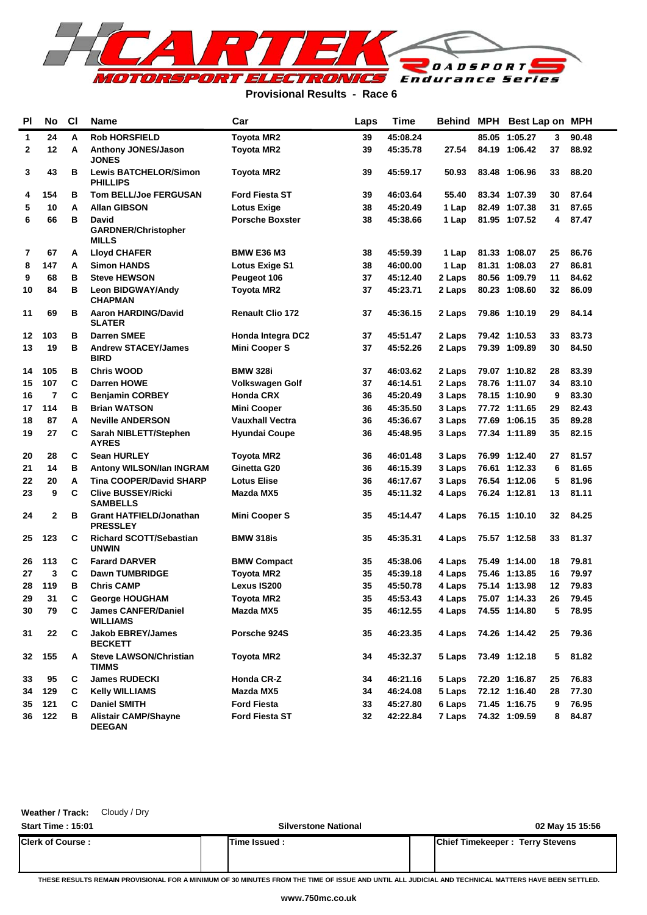CARTEK MOTORSPORT ELECTRONICS ROADSPORT Endurance Series

**Provisional Results - Race 6**

| Pl | No | Cl | Name | Car | Laps | Time | Behind | MPH | Best Lap | on | MPH |
|---|---|---|---|---|---|---|---|---|---|---|---|
| 1 | 24 | A | Rob HORSFIELD | Toyota MR2 | 39 | 45:08.24 | | 85.05 | 1:05.27 | 3 | 90.48 |
| 2 | 12 | A | Anthony JONES/Jason JONES | Toyota MR2 | 39 | 45:35.78 | 27.54 | 84.19 | 1:06.42 | 37 | 88.92 |
| 3 | 43 | B | Lewis BATCHELOR/Simon PHILLIPS | Toyota MR2 | 39 | 45:59.17 | 50.93 | 83.48 | 1:06.96 | 33 | 88.20 |
| 4 | 154 | B | Tom BELL/Joe FERGUSAN | Ford Fiesta ST | 39 | 46:03.64 | 55.40 | 83.34 | 1:07.39 | 30 | 87.64 |
| 5 | 10 | A | Allan GIBSON | Lotus Exige | 38 | 45:20.49 | 1 Lap | 82.49 | 1:07.38 | 31 | 87.65 |
| 6 | 66 | B | David GARDNER/Christopher MILLS | Porsche Boxster | 38 | 45:38.66 | 1 Lap | 81.95 | 1:07.52 | 4 | 87.47 |
| 7 | 67 | A | Lloyd CHAFER | BMW E36 M3 | 38 | 45:59.39 | 1 Lap | 81.33 | 1:08.07 | 25 | 86.76 |
| 8 | 147 | A | Simon HANDS | Lotus Exige S1 | 38 | 46:00.00 | 1 Lap | 81.31 | 1:08.03 | 27 | 86.81 |
| 9 | 68 | B | Steve HEWSON | Peugeot 106 | 37 | 45:12.40 | 2 Laps | 80.56 | 1:09.79 | 11 | 84.62 |
| 10 | 84 | B | Leon BIDGWAY/Andy CHAPMAN | Toyota MR2 | 37 | 45:23.71 | 2 Laps | 80.23 | 1:08.60 | 32 | 86.09 |
| 11 | 69 | B | Aaron HARDING/David SLATER | Renault Clio 172 | 37 | 45:36.15 | 2 Laps | 79.86 | 1:10.19 | 29 | 84.14 |
| 12 | 103 | B | Darren SMEE | Honda Integra DC2 | 37 | 45:51.47 | 2 Laps | 79.42 | 1:10.53 | 33 | 83.73 |
| 13 | 19 | B | Andrew STACEY/James BIRD | Mini Cooper S | 37 | 45:52.26 | 2 Laps | 79.39 | 1:09.89 | 30 | 84.50 |
| 14 | 105 | B | Chris WOOD | BMW 328i | 37 | 46:03.62 | 2 Laps | 79.07 | 1:10.82 | 28 | 83.39 |
| 15 | 107 | C | Darren HOWE | Volkswagen Golf | 37 | 46:14.51 | 2 Laps | 78.76 | 1:11.07 | 34 | 83.10 |
| 16 | 7 | C | Benjamin CORBEY | Honda CRX | 36 | 45:20.49 | 3 Laps | 78.15 | 1:10.90 | 9 | 83.30 |
| 17 | 114 | B | Brian WATSON | Mini Cooper | 36 | 45:35.50 | 3 Laps | 77.72 | 1:11.65 | 29 | 82.43 |
| 18 | 87 | A | Neville ANDERSON | Vauxhall Vectra | 36 | 45:36.67 | 3 Laps | 77.69 | 1:06.15 | 35 | 89.28 |
| 19 | 27 | C | Sarah NIBLETT/Stephen AYRES | Hyundai Coupe | 36 | 45:48.95 | 3 Laps | 77.34 | 1:11.89 | 35 | 82.15 |
| 20 | 28 | C | Sean HURLEY | Toyota MR2 | 36 | 46:01.48 | 3 Laps | 76.99 | 1:12.40 | 27 | 81.57 |
| 21 | 14 | B | Antony WILSON/Ian INGRAM | Ginetta G20 | 36 | 46:15.39 | 3 Laps | 76.61 | 1:12.33 | 6 | 81.65 |
| 22 | 20 | A | Tina COOPER/David SHARP | Lotus Elise | 36 | 46:17.67 | 3 Laps | 76.54 | 1:12.06 | 5 | 81.96 |
| 23 | 9 | C | Clive BUSSEY/Ricki SAMBELLS | Mazda MX5 | 35 | 45:11.32 | 4 Laps | 76.24 | 1:12.81 | 13 | 81.11 |
| 24 | 2 | B | Grant HATFIELD/Jonathan PRESSLEY | Mini Cooper S | 35 | 45:14.47 | 4 Laps | 76.15 | 1:10.10 | 32 | 84.25 |
| 25 | 123 | C | Richard SCOTT/Sebastian UNWIN | BMW 318is | 35 | 45:35.31 | 4 Laps | 75.57 | 1:12.58 | 33 | 81.37 |
| 26 | 113 | C | Farard DARVER | BMW Compact | 35 | 45:38.06 | 4 Laps | 75.49 | 1:14.00 | 18 | 79.81 |
| 27 | 3 | C | Dawn TUMBRIDGE | Toyota MR2 | 35 | 45:39.18 | 4 Laps | 75.46 | 1:13.85 | 16 | 79.97 |
| 28 | 119 | B | Chris CAMP | Lexus IS200 | 35 | 45:50.78 | 4 Laps | 75.14 | 1:13.98 | 12 | 79.83 |
| 29 | 31 | C | George HOUGHAM | Toyota MR2 | 35 | 45:53.43 | 4 Laps | 75.07 | 1:14.33 | 26 | 79.45 |
| 30 | 79 | C | James CANFER/Daniel WILLIAMS | Mazda MX5 | 35 | 46:12.55 | 4 Laps | 74.55 | 1:14.80 | 5 | 78.95 |
| 31 | 22 | C | Jakob EBREY/James BECKETT | Porsche 924S | 35 | 46:23.35 | 4 Laps | 74.26 | 1:14.42 | 25 | 79.36 |
| 32 | 155 | A | Steve LAWSON/Christian TIMMS | Toyota MR2 | 34 | 45:32.37 | 5 Laps | 73.49 | 1:12.18 | 5 | 81.82 |
| 33 | 95 | C | James RUDECKI | Honda CR-Z | 34 | 46:21.16 | 5 Laps | 72.20 | 1:16.87 | 25 | 76.83 |
| 34 | 129 | C | Kelly WILLIAMS | Mazda MX5 | 34 | 46:24.08 | 5 Laps | 72.12 | 1:16.40 | 28 | 77.30 |
| 35 | 121 | C | Daniel SMITH | Ford Fiesta | 33 | 45:27.80 | 6 Laps | 71.45 | 1:16.75 | 9 | 76.95 |
| 36 | 122 | B | Alistair CAMP/Shayne DEEGAN | Ford Fiesta ST | 32 | 42:22.84 | 7 Laps | 74.32 | 1:09.59 | 8 | 84.87 |

**Weather / Track:** Cloudy / Dry

**Start Time : 15:01** | **Silverstone National** | **02 May 15 15:56**

| **Clerk of Course :** | **Time Issued :** | **Chief Timekeeper : Terry Stevens** |
|---|---|---|

**THESE RESULTS REMAIN PROVISIONAL FOR A MINIMUM OF 30 MINUTES FROM THE TIME OF ISSUE AND UNTIL ALL JUDICIAL AND TECHNICAL MATTERS HAVE BEEN SETTLED.**

**www.750mc.co.uk**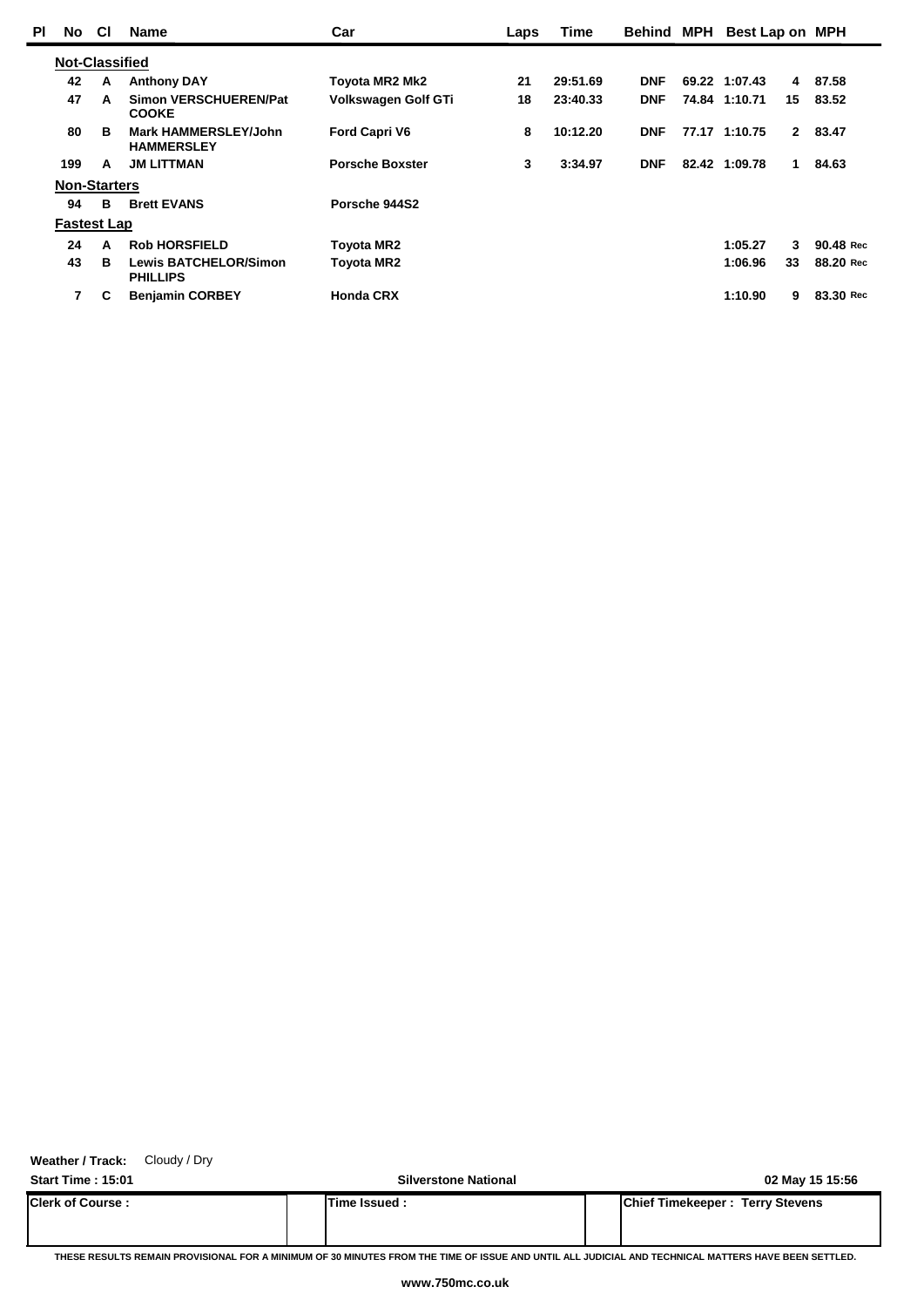| Pl | No | Cl | Name | Car | Laps | Time | Behind | MPH | Best Lap | on | MPH |
|---|---|---|---|---|---|---|---|---|---|---|---|
| **Not-Classified** | | | | | | | | | | | |
| | 42 | A | Anthony DAY | Toyota MR2 Mk2 | 21 | 29:51.69 | DNF | 69.22 | 1:07.43 | 4 | 87.58 |
| | 47 | A | Simon VERSCHUEREN/Pat COOKE | Volkswagen Golf GTi | 18 | 23:40.33 | DNF | 74.84 | 1:10.71 | 15 | 83.52 |
| | 80 | B | Mark HAMMERSLEY/John HAMMERSLEY | Ford Capri V6 | 8 | 10:12.20 | DNF | 77.17 | 1:10.75 | 2 | 83.47 |
| | 199 | A | JM LITTMAN | Porsche Boxster | 3 | 3:34.97 | DNF | 82.42 | 1:09.78 | 1 | 84.63 |
| **Non-Starters** | | | | | | | | | | | |
| | 94 | B | Brett EVANS | Porsche 944S2 | | | | | | | |
| **Fastest Lap** | | | | | | | | | | | |
| | 24 | A | Rob HORSFIELD | Toyota MR2 | | | | | 1:05.27 | 3 | 90.48 Rec |
| | 43 | B | Lewis BATCHELOR/Simon PHILLIPS | Toyota MR2 | | | | | 1:06.96 | 33 | 88.20 Rec |
| | 7 | C | Benjamin CORBEY | Honda CRX | | | | | 1:10.90 | 9 | 83.30 Rec |

**Weather / Track:** Cloudy / Dry

**Start Time : 15:01** | Silverstone National | 02 May 15 15:56

| Clerk of Course : | Time Issued : | Chief Timekeeper : Terry Stevens |
|---|---|---|

THESE RESULTS REMAIN PROVISIONAL FOR A MINIMUM OF 30 MINUTES FROM THE TIME OF ISSUE AND UNTIL ALL JUDICIAL AND TECHNICAL MATTERS HAVE BEEN SETTLED.

www.750mc.co.uk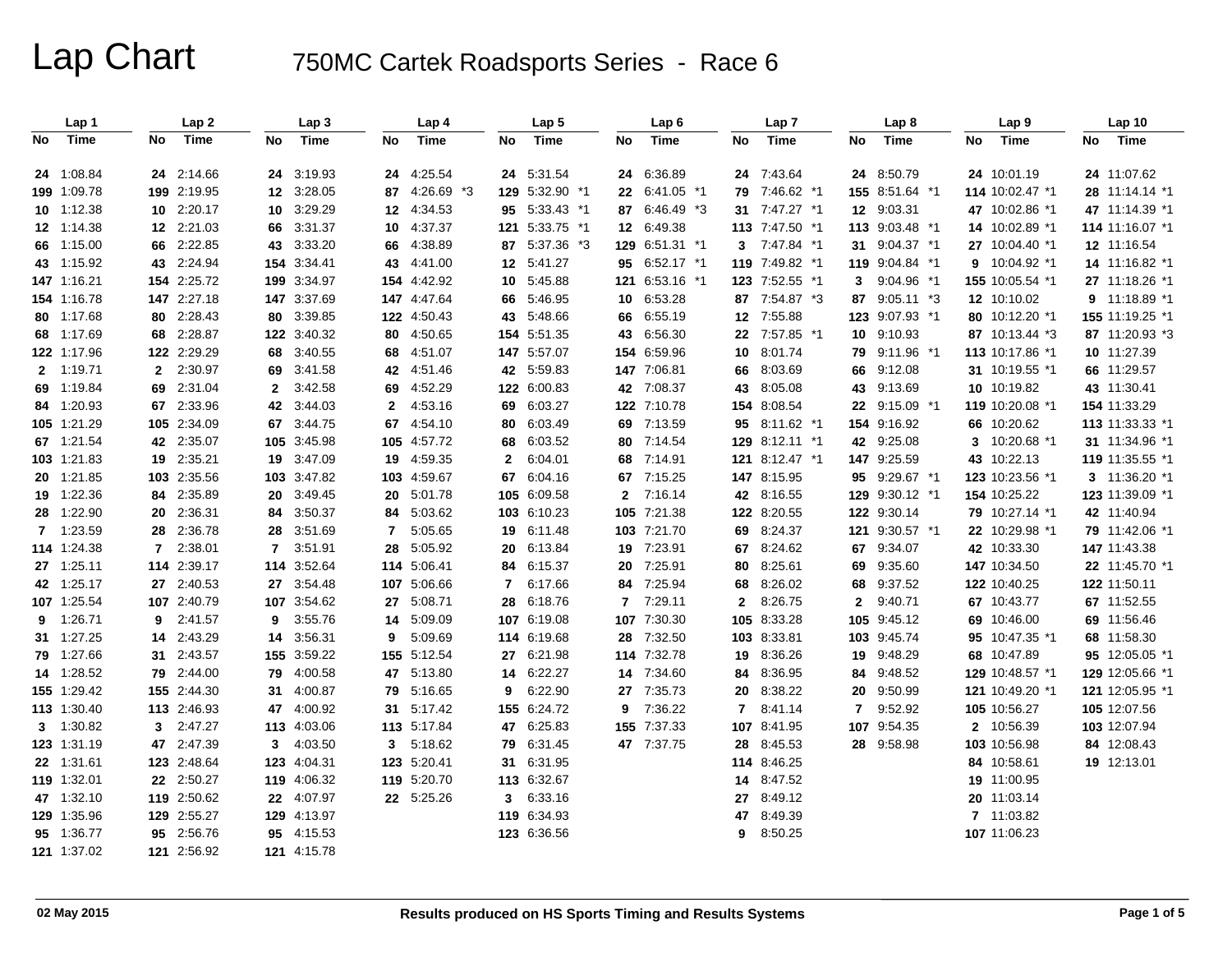# Lap Chart

## 750MC Cartek Roadsports Series - Race 6

| Lap 1 | | Lap 2 | | Lap 3 | | Lap 4 | | Lap 5 | | Lap 6 | | Lap 7 | | Lap 8 | | Lap 9 | | Lap 10 | |
|---|---|---|---|---|---|---|---|---|---|---|---|---|---|---|---|---|---|---|---|
| No | Time | No | Time | No | Time | No | Time | No | Time | No | Time | No | Time | No | Time | No | Time | No | Time |
| 24 | 1:08.84 | 24 | 2:14.66 | 24 | 3:19.93 | 24 | 4:25.54 | 24 | 5:31.54 | 24 | 6:36.89 | 24 | 7:43.64 | 24 | 8:50.79 | 24 | 10:01.19 | 24 | 11:07.62 |
| 199 | 1:09.78 | 199 | 2:19.95 | 12 | 3:28.05 | 87 | 4:26.69 *3 | 129 | 5:32.90 *1 | 22 | 6:41.05 *1 | 79 | 7:46.62 *1 | 155 | 8:51.64 *1 | 114 | 10:02.47 *1 | 28 | 11:14.14 *1 |
| 10 | 1:12.38 | 10 | 2:20.17 | 10 | 3:29.29 | 12 | 4:34.53 | 95 | 5:33.43 *1 | 87 | 6:46.49 *3 | 31 | 7:47.27 *1 | 12 | 9:03.31 | 47 | 10:02.86 *1 | 47 | 11:14.39 *1 |
| 12 | 1:14.38 | 12 | 2:21.03 | 66 | 3:31.37 | 10 | 4:37.37 | 121 | 5:33.75 *1 | 12 | 6:49.38 | 113 | 7:47.50 *1 | 113 | 9:03.48 *1 | 14 | 10:02.89 *1 | 114 | 11:16.07 *1 |
| 66 | 1:15.00 | 66 | 2:22.85 | 43 | 3:33.20 | 66 | 4:38.89 | 87 | 5:37.36 *3 | 129 | 6:51.31 *1 | 3 | 7:47.84 *1 | 31 | 9:04.37 *1 | 27 | 10:04.40 *1 | 12 | 11:16.54 |
| 43 | 1:15.92 | 43 | 2:24.94 | 154 | 3:34.41 | 43 | 4:41.00 | 12 | 5:41.27 | 95 | 6:52.17 *1 | 119 | 7:49.82 *1 | 119 | 9:04.84 *1 | 9 | 10:04.92 *1 | 14 | 11:16.82 *1 |
| 147 | 1:16.21 | 154 | 2:25.72 | 199 | 3:34.97 | 154 | 4:42.92 | 10 | 5:45.88 | 121 | 6:53.16 *1 | 123 | 7:52.55 *1 | 3 | 9:04.96 *1 | 155 | 10:05.54 *1 | 27 | 11:18.26 *1 |
| 154 | 1:16.78 | 147 | 2:27.18 | 147 | 3:37.69 | 147 | 4:47.64 | 66 | 5:46.95 | 10 | 6:53.28 | 87 | 7:54.87 *3 | 87 | 9:05.11 *3 | 12 | 10:10.02 | 9 | 11:18.89 *1 |
| 80 | 1:17.68 | 80 | 2:28.43 | 80 | 3:39.85 | 122 | 4:50.43 | 43 | 5:48.66 | 66 | 6:55.19 | 12 | 7:55.88 | 123 | 9:07.93 *1 | 80 | 10:12.20 *1 | 155 | 11:19.25 *1 |
| 68 | 1:17.69 | 68 | 2:28.87 | 122 | 3:40.32 | 80 | 4:50.65 | 154 | 5:51.35 | 43 | 6:56.30 | 22 | 7:57.85 *1 | 10 | 9:10.93 | 87 | 10:13.44 *3 | 87 | 11:20.93 *3 |
| 122 | 1:17.96 | 122 | 2:29.29 | 68 | 3:40.55 | 68 | 4:51.07 | 147 | 5:57.07 | 154 | 6:59.96 | 10 | 8:01.74 | 79 | 9:11.96 *1 | 113 | 10:17.86 *1 | 10 | 11:27.39 |
| 2 | 1:19.71 | 2 | 2:30.97 | 69 | 3:41.58 | 42 | 4:51.46 | 42 | 5:59.83 | 147 | 7:06.81 | 66 | 8:03.69 | 66 | 9:12.08 | 31 | 10:19.55 *1 | 66 | 11:29.57 |
| 69 | 1:19.84 | 69 | 2:31.04 | 2 | 3:42.58 | 69 | 4:52.29 | 122 | 6:00.83 | 42 | 7:08.37 | 43 | 8:05.08 | 43 | 9:13.69 | 10 | 10:19.82 | 43 | 11:30.41 |
| 84 | 1:20.93 | 67 | 2:33.96 | 42 | 3:44.03 | 2 | 4:53.16 | 69 | 6:03.27 | 122 | 7:10.78 | 154 | 8:08.54 | 22 | 9:15.09 *1 | 119 | 10:20.08 *1 | 154 | 11:33.29 |
| 105 | 1:21.29 | 105 | 2:34.09 | 67 | 3:44.75 | 67 | 4:54.10 | 80 | 6:03.49 | 69 | 7:13.59 | 95 | 8:11.62 *1 | 154 | 9:16.92 | 66 | 10:20.62 | 113 | 11:33.33 *1 |
| 67 | 1:21.54 | 42 | 2:35.07 | 105 | 3:45.98 | 105 | 4:57.72 | 68 | 6:03.52 | 80 | 7:14.54 | 129 | 8:12.11 *1 | 42 | 9:25.08 | 3 | 10:20.68 *1 | 31 | 11:34.96 *1 |
| 103 | 1:21.83 | 19 | 2:35.21 | 19 | 3:47.09 | 19 | 4:59.35 | 2 | 6:04.01 | 68 | 7:14.91 | 121 | 8:12.47 *1 | 147 | 9:25.59 | 43 | 10:22.13 | 119 | 11:35.55 *1 |
| 20 | 1:21.85 | 103 | 2:35.56 | 103 | 3:47.82 | 103 | 4:59.67 | 67 | 6:04.16 | 67 | 7:15.25 | 147 | 8:15.95 | 95 | 9:29.67 *1 | 123 | 10:23.56 *1 | 3 | 11:36.20 *1 |
| 19 | 1:22.36 | 84 | 2:35.89 | 20 | 3:49.45 | 20 | 5:01.78 | 105 | 6:09.58 | 2 | 7:16.14 | 42 | 8:16.55 | 129 | 9:30.12 *1 | 154 | 10:25.22 | 123 | 11:39.09 *1 |
| 28 | 1:22.90 | 20 | 2:36.31 | 84 | 3:50.37 | 84 | 5:03.62 | 103 | 6:10.23 | 105 | 7:21.38 | 122 | 8:20.55 | 122 | 9:30.14 | 79 | 10:27.14 *1 | 42 | 11:40.94 |
| 7 | 1:23.59 | 28 | 2:36.78 | 28 | 3:51.69 | 7 | 5:05.65 | 19 | 6:11.48 | 103 | 7:21.70 | 69 | 8:24.37 | 121 | 9:30.57 *1 | 22 | 10:29.98 *1 | 79 | 11:42.06 *1 |
| 114 | 1:24.38 | 7 | 2:38.01 | 7 | 3:51.91 | 28 | 5:05.92 | 20 | 6:13.84 | 19 | 7:23.91 | 67 | 8:24.62 | 67 | 9:34.07 | 42 | 10:33.30 | 147 | 11:43.38 |
| 27 | 1:25.11 | 114 | 2:39.17 | 114 | 3:52.64 | 114 | 5:06.41 | 84 | 6:15.37 | 20 | 7:25.91 | 80 | 8:25.61 | 69 | 9:35.60 | 147 | 10:34.50 | 22 | 11:45.70 *1 |
| 42 | 1:25.17 | 27 | 2:40.53 | 27 | 3:54.48 | 107 | 5:06.66 | 7 | 6:17.66 | 84 | 7:25.94 | 68 | 8:26.02 | 68 | 9:37.52 | 122 | 10:40.25 | 122 | 11:50.11 |
| 107 | 1:25.54 | 107 | 2:40.79 | 107 | 3:54.62 | 27 | 5:08.71 | 28 | 6:18.76 | 7 | 7:29.11 | 2 | 8:26.75 | 2 | 9:40.71 | 67 | 10:43.77 | 67 | 11:52.55 |
| 9 | 1:26.71 | 9 | 2:41.57 | 9 | 3:55.76 | 14 | 5:09.09 | 107 | 6:19.08 | 107 | 7:30.30 | 105 | 8:33.28 | 105 | 9:45.12 | 69 | 10:46.00 | 69 | 11:56.46 |
| 31 | 1:27.25 | 14 | 2:43.29 | 14 | 3:56.31 | 9 | 5:09.69 | 114 | 6:19.68 | 28 | 7:32.50 | 103 | 8:33.81 | 103 | 9:45.74 | 95 | 10:47.35 *1 | 68 | 11:58.30 |
| 79 | 1:27.66 | 31 | 2:43.57 | 155 | 3:59.22 | 155 | 5:12.54 | 27 | 6:21.98 | 114 | 7:32.78 | 19 | 8:36.26 | 19 | 9:48.29 | 68 | 10:47.89 | 95 | 12:05.05 *1 |
| 14 | 1:28.52 | 79 | 2:44.00 | 79 | 4:00.58 | 47 | 5:13.80 | 14 | 6:22.27 | 14 | 7:34.60 | 84 | 8:36.95 | 84 | 9:48.52 | 129 | 10:48.57 *1 | 129 | 12:05.66 *1 |
| 155 | 1:29.42 | 155 | 2:44.30 | 31 | 4:00.87 | 79 | 5:16.65 | 9 | 6:22.90 | 27 | 7:35.73 | 20 | 8:38.22 | 20 | 9:50.99 | 121 | 10:49.20 *1 | 121 | 12:05.95 *1 |
| 113 | 1:30.40 | 113 | 2:46.93 | 47 | 4:00.92 | 31 | 5:17.42 | 155 | 6:24.72 | 9 | 7:36.22 | 7 | 8:41.14 | 7 | 9:52.92 | 105 | 10:56.27 | 105 | 12:07.56 |
| 3 | 1:30.82 | 3 | 2:47.27 | 113 | 4:03.06 | 113 | 5:17.84 | 47 | 6:25.83 | 155 | 7:37.33 | 107 | 8:41.95 | 107 | 9:54.35 | 2 | 10:56.39 | 103 | 12:07.94 |
| 123 | 1:31.19 | 47 | 2:47.39 | 3 | 4:03.50 | 3 | 5:18.62 | 79 | 6:31.45 | 47 | 7:37.75 | 28 | 8:45.53 | 28 | 9:58.98 | 103 | 10:56.98 | 84 | 12:08.43 |
| 22 | 1:31.61 | 123 | 2:48.64 | 123 | 4:04.31 | 123 | 5:20.41 | 31 | 6:31.95 | | | 114 | 8:46.25 | | | 84 | 10:58.61 | 19 | 12:13.01 |
| 119 | 1:32.01 | 22 | 2:50.27 | 119 | 4:06.32 | 119 | 5:20.70 | 113 | 6:32.67 | | | 14 | 8:47.52 | | | 19 | 11:00.95 | | |
| 47 | 1:32.10 | 119 | 2:50.62 | 22 | 4:07.97 | 22 | 5:25.26 | 3 | 6:33.16 | | | 27 | 8:49.12 | | | 20 | 11:03.14 | | |
| 129 | 1:35.96 | 129 | 2:55.27 | 129 | 4:13.97 | | | 119 | 6:34.93 | | | 47 | 8:49.39 | | | 7 | 11:03.82 | | |
| 95 | 1:36.77 | 95 | 2:56.76 | 95 | 4:15.53 | | | 123 | 6:36.56 | | | 9 | 8:50.25 | | | 107 | 11:06.23 | | |
| 121 | 1:37.02 | 121 | 2:56.92 | 121 | 4:15.78 | | | | | | | | | | | | | | |

02 May 2015 — Results produced on HS Sports Timing and Results Systems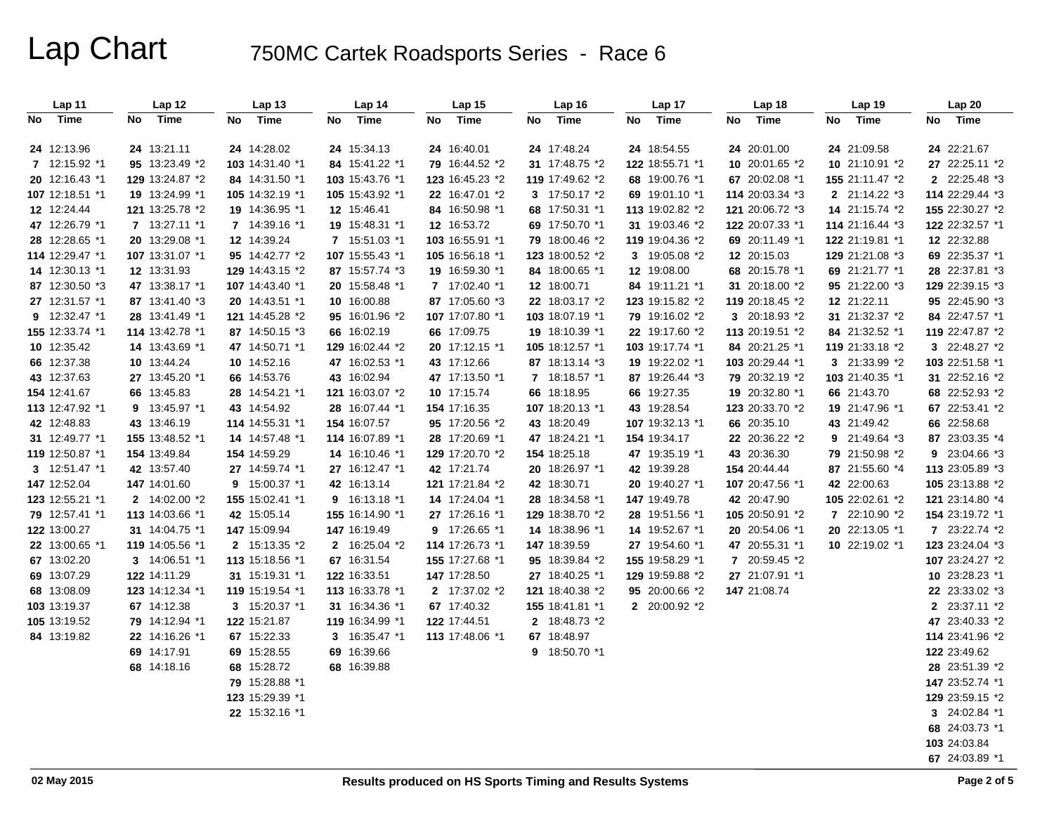# Lap Chart

## 750MC Cartek Roadsports Series - Race 6

| Lap 11 | | Lap 12 | | Lap 13 | | Lap 14 | | Lap 15 | | Lap 16 | | Lap 17 | | Lap 18 | | Lap 19 | | Lap 20 | |
|---|---|---|---|---|---|---|---|---|---|---|---|---|---|---|---|---|---|---|---|
| No | Time | No | Time | No | Time | No | Time | No | Time | No | Time | No | Time | No | Time | No | Time | No | Time |
| 24 | 12:13.96 | 24 | 13:21.11 | 24 | 14:28.02 | 24 | 15:34.13 | 24 | 16:40.01 | 24 | 17:48.24 | 24 | 18:54.55 | 24 | 20:01.00 | 24 | 21:09.58 | 24 | 22:21.67 |
| 7 | 12:15.92 *1 | 95 | 13:23.49 *2 | 103 | 14:31.40 *1 | 84 | 15:41.22 *1 | 79 | 16:44.52 *2 | 31 | 17:48.75 *2 | 122 | 18:55.71 *1 | 10 | 20:01.65 *2 | 10 | 21:10.91 *2 | 27 | 22:25.11 *2 |
| 20 | 12:16.43 *1 | 129 | 13:24.87 *2 | 84 | 14:31.50 *1 | 103 | 15:43.76 *1 | 123 | 16:45.23 *2 | 119 | 17:49.62 *2 | 68 | 19:00.76 *1 | 67 | 20:02.08 *1 | 155 | 21:11.47 *2 | 2 | 22:25.48 *3 |
| 107 | 12:18.51 *1 | 19 | 13:24.99 *1 | 105 | 14:32.19 *1 | 105 | 15:43.92 *1 | 22 | 16:47.01 *2 | 3 | 17:50.17 *2 | 69 | 19:01.10 *1 | 114 | 20:03.34 *3 | 2 | 21:14.22 *3 | 114 | 22:29.44 *3 |
| 12 | 12:24.44 | 121 | 13:25.78 *2 | 19 | 14:36.95 *1 | 12 | 15:46.41 | 84 | 16:50.98 *1 | 68 | 17:50.31 *1 | 113 | 19:02.82 *2 | 121 | 20:06.72 *3 | 14 | 21:15.74 *2 | 155 | 22:30.27 *2 |
| 47 | 12:26.79 *1 | 7 | 13:27.11 *1 | 7 | 14:39.16 *1 | 19 | 15:48.31 *1 | 12 | 16:53.72 | 69 | 17:50.70 *1 | 31 | 19:03.46 *2 | 122 | 20:07.33 *1 | 114 | 21:16.44 *3 | 122 | 22:32.57 *1 |
| 28 | 12:28.65 *1 | 20 | 13:29.08 *1 | 12 | 14:39.24 | 7 | 15:51.03 *1 | 103 | 16:55.91 *1 | 79 | 18:00.46 *2 | 119 | 19:04.36 *2 | 69 | 20:11.49 *1 | 122 | 21:19.81 *1 | 12 | 22:32.88 |
| 114 | 12:29.47 *1 | 107 | 13:31.07 *1 | 95 | 14:42.77 *2 | 107 | 15:55.43 *1 | 105 | 16:56.18 *1 | 123 | 18:00.52 *2 | 3 | 19:05.08 *2 | 12 | 20:15.03 | 129 | 21:21.08 *3 | 69 | 22:35.37 *1 |
| 14 | 12:30.13 *1 | 12 | 13:31.93 | 129 | 14:43.15 *2 | 87 | 15:57.74 *3 | 19 | 16:59.30 *1 | 84 | 18:00.65 *1 | 12 | 19:08.00 | 68 | 20:15.78 *1 | 69 | 21:21.77 *1 | 28 | 22:37.81 *3 |
| 87 | 12:30.50 *3 | 47 | 13:38.17 *1 | 107 | 14:43.40 *1 | 20 | 15:58.48 *1 | 7 | 17:02.40 *1 | 12 | 18:00.71 | 84 | 19:11.21 *1 | 31 | 20:18.00 *2 | 95 | 21:22.00 *3 | 129 | 22:39.15 *3 |
| 27 | 12:31.57 *1 | 87 | 13:41.40 *3 | 20 | 14:43.51 *1 | 10 | 16:00.88 | 87 | 17:05.60 *3 | 22 | 18:03.17 *2 | 123 | 19:15.82 *2 | 119 | 20:18.45 *2 | 12 | 21:22.11 | 95 | 22:45.90 *3 |
| 9 | 12:32.47 *1 | 28 | 13:41.49 *1 | 121 | 14:45.28 *2 | 95 | 16:01.96 *2 | 107 | 17:07.80 *1 | 103 | 18:07.19 *1 | 79 | 19:16.02 *2 | 3 | 20:18.93 *2 | 31 | 21:32.37 *2 | 84 | 22:47.57 *1 |
| 155 | 12:33.74 *1 | 114 | 13:42.78 *1 | 87 | 14:50.15 *3 | 66 | 16:02.19 | 66 | 17:09.75 | 19 | 18:10.39 *1 | 22 | 19:17.60 *2 | 113 | 20:19.51 *2 | 84 | 21:32.52 *1 | 119 | 22:47.87 *2 |
| 10 | 12:35.42 | 14 | 13:43.69 *1 | 47 | 14:50.71 *1 | 129 | 16:02.44 *2 | 20 | 17:12.15 *1 | 105 | 18:12.57 *1 | 103 | 19:17.74 *1 | 84 | 20:21.25 *1 | 119 | 21:33.18 *2 | 3 | 22:48.27 *2 |
| 66 | 12:37.38 | 10 | 13:44.24 | 10 | 14:52.16 | 47 | 16:02.53 *1 | 43 | 17:12.66 | 87 | 18:13.14 *3 | 19 | 19:22.02 *1 | 103 | 20:29.44 *1 | 3 | 21:33.99 *2 | 103 | 22:51.58 *1 |
| 43 | 12:37.63 | 27 | 13:45.20 *1 | 66 | 14:53.76 | 43 | 16:02.94 | 47 | 17:13.50 *1 | 7 | 18:18.57 *1 | 87 | 19:26.44 *3 | 79 | 20:32.19 *2 | 103 | 21:40.35 *1 | 31 | 22:52.16 *2 |
| 154 | 12:41.67 | 66 | 13:45.83 | 28 | 14:54.21 *1 | 121 | 16:03.07 *2 | 10 | 17:15.74 | 66 | 18:18.95 | 66 | 19:27.35 | 19 | 20:32.80 *1 | 66 | 21:43.70 | 68 | 22:52.93 *2 |
| 113 | 12:47.92 *1 | 9 | 13:45.97 *1 | 43 | 14:54.92 | 28 | 16:07.44 *1 | 154 | 17:16.35 | 107 | 18:20.13 *1 | 43 | 19:28.54 | 123 | 20:33.70 *2 | 19 | 21:47.96 *1 | 67 | 22:53.41 *2 |
| 42 | 12:48.83 | 43 | 13:46.19 | 114 | 14:55.31 *1 | 154 | 16:07.57 | 95 | 17:20.56 *2 | 43 | 18:20.49 | 107 | 19:32.13 *1 | 66 | 20:35.10 | 43 | 21:49.42 | 66 | 22:58.68 |
| 31 | 12:49.77 *1 | 155 | 13:48.52 *1 | 14 | 14:57.48 *1 | 114 | 16:07.89 *1 | 28 | 17:20.69 *1 | 47 | 18:24.21 *1 | 154 | 19:34.17 | 22 | 20:36.22 *2 | 9 | 21:49.64 *3 | 87 | 23:03.35 *4 |
| 119 | 12:50.87 *1 | 154 | 13:49.84 | 154 | 14:59.29 | 14 | 16:10.46 *1 | 129 | 17:20.70 *2 | 154 | 18:25.18 | 47 | 19:35.19 *1 | 43 | 20:36.30 | 79 | 21:50.98 *2 | 9 | 23:04.66 *3 |
| 3 | 12:51.47 *1 | 42 | 13:57.40 | 27 | 14:59.74 *1 | 27 | 16:12.47 *1 | 42 | 17:21.74 | 20 | 18:26.97 *1 | 42 | 19:39.28 | 154 | 20:44.44 | 87 | 21:55.60 *4 | 113 | 23:05.89 *3 |
| 147 | 12:52.04 | 147 | 14:01.60 | 9 | 15:00.37 *1 | 42 | 16:13.14 | 121 | 17:21.84 *2 | 42 | 18:30.71 | 20 | 19:40.27 *1 | 107 | 20:47.56 *1 | 42 | 22:00.63 | 105 | 23:13.88 *2 |
| 123 | 12:55.21 *1 | 2 | 14:02.00 *2 | 155 | 15:02.41 *1 | 9 | 16:13.18 *1 | 14 | 17:24.04 *1 | 28 | 18:34.58 *1 | 147 | 19:49.78 | 42 | 20:47.90 | 105 | 22:02.61 *2 | 121 | 23:14.80 *4 |
| 79 | 12:57.41 *1 | 113 | 14:03.66 *1 | 42 | 15:05.14 | 155 | 16:14.90 *1 | 27 | 17:26.16 *1 | 129 | 18:38.70 *2 | 28 | 19:51.56 *1 | 105 | 20:50.91 *2 | 7 | 22:10.90 *2 | 154 | 23:19.72 *1 |
| 122 | 13:00.27 | 31 | 14:04.75 *1 | 147 | 15:09.94 | 147 | 16:19.49 | 9 | 17:26.65 *1 | 14 | 18:38.96 *1 | 14 | 19:52.67 *1 | 20 | 20:54.06 *1 | 20 | 22:13.05 *1 | 7 | 23:22.74 *2 |
| 22 | 13:00.65 *1 | 119 | 14:05.56 *1 | 2 | 15:13.35 *2 | 2 | 16:25.04 *2 | 114 | 17:26.73 *1 | 147 | 18:39.59 | 27 | 19:54.60 *1 | 47 | 20:55.31 *1 | 10 | 22:19.02 *1 | 123 | 23:24.04 *3 |
| 67 | 13:02.20 | 3 | 14:06.51 *1 | 113 | 15:18.56 *1 | 67 | 16:31.54 | 155 | 17:27.68 *1 | 95 | 18:39.84 *2 | 155 | 19:58.29 *1 | 7 | 20:59.45 *2 | | | 107 | 23:24.27 *2 |
| 69 | 13:07.29 | 122 | 14:11.29 | 31 | 15:19.31 *1 | 122 | 16:33.51 | 147 | 17:28.50 | 27 | 18:40.25 *1 | 129 | 19:59.88 *2 | 27 | 21:07.91 *1 | | | 10 | 23:28.23 *1 |
| 68 | 13:08.09 | 123 | 14:12.34 *1 | 119 | 15:19.54 *1 | 113 | 16:33.78 *1 | 2 | 17:37.02 *2 | 121 | 18:40.38 *2 | 95 | 20:00.66 *2 | 147 | 21:08.74 | | | 22 | 23:33.02 *3 |
| 103 | 13:19.37 | 67 | 14:12.38 | 3 | 15:20.37 *1 | 31 | 16:34.36 *1 | 67 | 17:40.32 | 155 | 18:41.81 *1 | 2 | 20:00.92 *2 | | | | | 2 | 23:37.11 *2 |
| 105 | 13:19.52 | 79 | 14:12.94 *1 | 122 | 15:21.87 | 119 | 16:34.99 *1 | 122 | 17:44.51 | 2 | 18:48.73 *2 | | | | | | | 47 | 23:40.33 *2 |
| 84 | 13:19.82 | 22 | 14:16.26 *1 | 67 | 15:22.33 | 3 | 16:35.47 *1 | 113 | 17:48.06 *1 | 67 | 18:48.97 | | | | | | | 114 | 23:41.96 *2 |
| | | 69 | 14:17.91 | 69 | 15:28.55 | 69 | 16:39.66 | | | 9 | 18:50.70 *1 | | | | | | | 122 | 23:49.62 |
| | | 68 | 14:18.16 | 68 | 15:28.72 | 68 | 16:39.88 | | | | | | | | | | | 28 | 23:51.39 *2 |
| | | | | 79 | 15:28.88 *1 | | | | | | | | | | | | | 147 | 23:52.74 *1 |
| | | | | 123 | 15:29.39 *1 | | | | | | | | | | | | | 129 | 23:59.15 *2 |
| | | | | 22 | 15:32.16 *1 | | | | | | | | | | | | | 3 | 24:02.84 *1 |
| | | | | | | | | | | | | | | | | | | 68 | 24:03.73 *1 |
| | | | | | | | | | | | | | | | | | | 103 | 24:03.84 |
| | | | | | | | | | | | | | | | | | | 67 | 24:03.89 *1 |

02 May 2015

Results produced on HS Sports Timing and Results Systems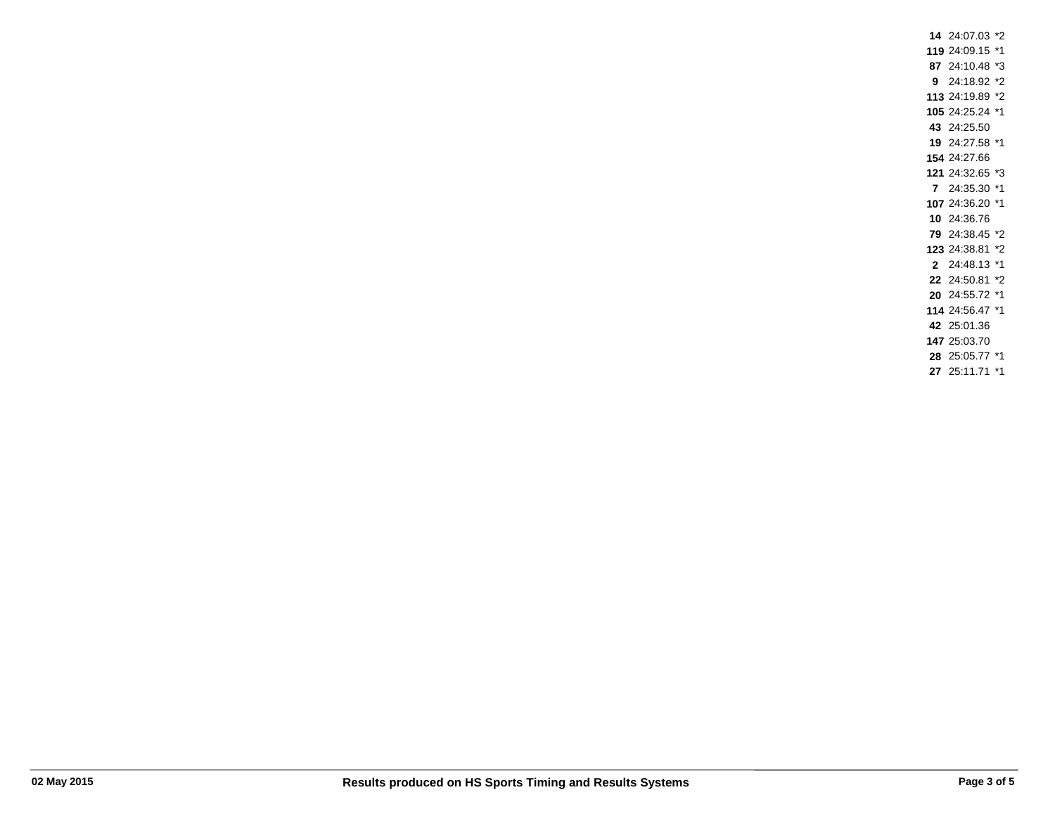| | | |
|---|---|---|
| **14** | 24:07.03 | *2 |
| **119** | 24:09.15 | *1 |
| **87** | 24:10.48 | *3 |
| **9** | 24:18.92 | *2 |
| **113** | 24:19.89 | *2 |
| **105** | 24:25.24 | *1 |
| **43** | 24:25.50 | |
| **19** | 24:27.58 | *1 |
| **154** | 24:27.66 | |
| **121** | 24:32.65 | *3 |
| **7** | 24:35.30 | *1 |
| **107** | 24:36.20 | *1 |
| **10** | 24:36.76 | |
| **79** | 24:38.45 | *2 |
| **123** | 24:38.81 | *2 |
| **2** | 24:48.13 | *1 |
| **22** | 24:50.81 | *2 |
| **20** | 24:55.72 | *1 |
| **114** | 24:56.47 | *1 |
| **42** | 25:01.36 | |
| **147** | 25:03.70 | |
| **28** | 25:05.77 | *1 |
| **27** | 25:11.71 | *1 |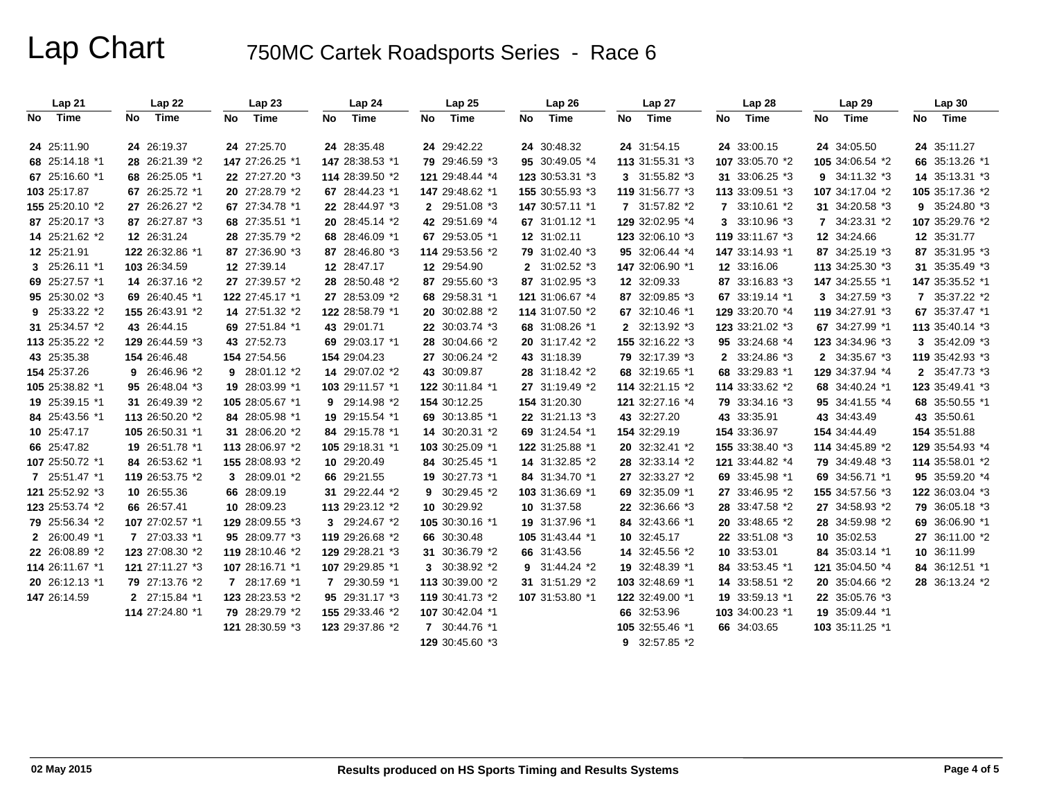# Lap Chart

## 750MC Cartek Roadsports Series - Race 6

| Lap 21 | | Lap 22 | | Lap 23 | | Lap 24 | | Lap 25 | | Lap 26 | | Lap 27 | | Lap 28 | | Lap 29 | | Lap 30 | |
|---|---|---|---|---|---|---|---|---|---|---|---|---|---|---|---|---|---|---|---|
| No | Time | No | Time | No | Time | No | Time | No | Time | No | Time | No | Time | No | Time | No | Time | No | Time |
| 24 | 25:11.90 | 24 | 26:19.37 | 24 | 27:25.70 | 24 | 28:35.48 | 24 | 29:42.22 | 24 | 30:48.32 | 24 | 31:54.15 | 24 | 33:00.15 | 24 | 34:05.50 | 24 | 35:11.27 |
| 68 | 25:14.18 *1 | 28 | 26:21.39 *2 | 147 | 27:26.25 *1 | 147 | 28:38.53 *1 | 79 | 29:46.59 *3 | 95 | 30:49.05 *4 | 113 | 31:55.31 *3 | 107 | 33:05.70 *2 | 105 | 34:06.54 *2 | 66 | 35:13.26 *1 |
| 67 | 25:16.60 *1 | 68 | 26:25.05 *1 | 22 | 27:27.20 *3 | 114 | 28:39.50 *2 | 121 | 29:48.44 *4 | 123 | 30:53.31 *3 | 3 | 31:55.82 *3 | 31 | 33:06.25 *3 | 9 | 34:11.32 *3 | 14 | 35:13.31 *3 |
| 103 | 25:17.87 | 67 | 26:25.72 *1 | 20 | 27:28.79 *2 | 67 | 28:44.23 *1 | 147 | 29:48.62 *1 | 155 | 30:55.93 *3 | 119 | 31:56.77 *3 | 113 | 33:09.51 *3 | 107 | 34:17.04 *2 | 105 | 35:17.36 *2 |
| 155 | 25:20.10 *2 | 27 | 26:26.27 *2 | 67 | 27:34.78 *1 | 22 | 28:44.97 *3 | 2 | 29:51.08 *3 | 147 | 30:57.11 *1 | 7 | 31:57.82 *2 | 7 | 33:10.61 *2 | 31 | 34:20.58 *3 | 9 | 35:24.80 *3 |
| 87 | 25:20.17 *3 | 87 | 26:27.87 *3 | 68 | 27:35.51 *1 | 20 | 28:45.14 *2 | 42 | 29:51.69 *4 | 67 | 31:01.12 *1 | 129 | 32:02.95 *4 | 3 | 33:10.96 *3 | 7 | 34:23.31 *2 | 107 | 35:29.76 *2 |
| 14 | 25:21.62 *2 | 12 | 26:31.24 | 28 | 27:35.79 *2 | 68 | 28:46.09 *1 | 67 | 29:53.05 *1 | 12 | 31:02.11 | 123 | 32:06.10 *3 | 119 | 33:11.67 *3 | 12 | 34:24.66 | 12 | 35:31.77 |
| 12 | 25:21.91 | 122 | 26:32.86 *1 | 87 | 27:36.90 *3 | 87 | 28:46.80 *3 | 114 | 29:53.56 *2 | 79 | 31:02.40 *3 | 95 | 32:06.44 *4 | 147 | 33:14.93 *1 | 87 | 34:25.19 *3 | 87 | 35:31.95 *3 |
| 3 | 25:26.11 *1 | 103 | 26:34.59 | 12 | 27:39.14 | 12 | 28:47.17 | 12 | 29:54.90 | 2 | 31:02.52 *3 | 147 | 32:06.90 *1 | 12 | 33:16.06 | 113 | 34:25.30 *3 | 31 | 35:35.49 *3 |
| 69 | 25:27.57 *1 | 14 | 26:37.16 *2 | 27 | 27:39.57 *2 | 28 | 28:50.48 *2 | 87 | 29:55.60 *3 | 87 | 31:02.95 *3 | 12 | 32:09.33 | 87 | 33:16.83 *3 | 147 | 34:25.55 *1 | 147 | 35:35.52 *1 |
| 95 | 25:30.02 *3 | 69 | 26:40.45 *1 | 122 | 27:45.17 *1 | 27 | 28:53.09 *2 | 68 | 29:58.31 *1 | 121 | 31:06.67 *4 | 87 | 32:09.85 *3 | 67 | 33:19.14 *1 | 3 | 34:27.59 *3 | 7 | 35:37.22 *2 |
| 9 | 25:33.22 *2 | 155 | 26:43.91 *2 | 14 | 27:51.32 *2 | 122 | 28:58.79 *1 | 20 | 30:02.88 *2 | 114 | 31:07.50 *2 | 67 | 32:10.46 *1 | 129 | 33:20.70 *4 | 119 | 34:27.91 *3 | 67 | 35:37.47 *1 |
| 31 | 25:34.57 *2 | 43 | 26:44.15 | 69 | 27:51.84 *1 | 43 | 29:01.71 | 22 | 30:03.74 *3 | 68 | 31:08.26 *1 | 2 | 32:13.92 *3 | 123 | 33:21.02 *3 | 67 | 34:27.99 *1 | 113 | 35:40.14 *3 |
| 113 | 25:35.22 *2 | 129 | 26:44.59 *3 | 43 | 27:52.73 | 69 | 29:03.17 *1 | 28 | 30:04.66 *2 | 20 | 31:17.42 *2 | 155 | 32:16.22 *3 | 95 | 33:24.68 *4 | 123 | 34:34.96 *3 | 3 | 35:42.09 *3 |
| 43 | 25:35.38 | 154 | 26:46.48 | 154 | 27:54.56 | 154 | 29:04.23 | 27 | 30:06.24 *2 | 43 | 31:18.39 | 79 | 32:17.39 *3 | 2 | 33:24.86 *3 | 2 | 34:35.67 *3 | 119 | 35:42.93 *3 |
| 154 | 25:37.26 | 9 | 26:46.96 *2 | 9 | 28:01.12 *2 | 14 | 29:07.02 *2 | 43 | 30:09.87 | 28 | 31:18.42 *2 | 68 | 32:19.65 *1 | 68 | 33:29.83 *1 | 129 | 34:37.94 *4 | 2 | 35:47.73 *3 |
| 105 | 25:38.82 *1 | 95 | 26:48.04 *3 | 19 | 28:03.99 *1 | 103 | 29:11.57 *1 | 122 | 30:11.84 *1 | 27 | 31:19.49 *2 | 114 | 32:21.15 *2 | 114 | 33:33.62 *2 | 68 | 34:40.24 *1 | 123 | 35:49.41 *3 |
| 19 | 25:39.15 *1 | 31 | 26:49.39 *2 | 105 | 28:05.67 *1 | 9 | 29:14.98 *2 | 154 | 30:12.25 | 154 | 31:20.30 | 121 | 32:27.16 *4 | 79 | 33:34.16 *3 | 95 | 34:41.55 *4 | 68 | 35:50.55 *1 |
| 84 | 25:43.56 *1 | 113 | 26:50.20 *2 | 84 | 28:05.98 *1 | 19 | 29:15.54 *1 | 69 | 30:13.85 *1 | 22 | 31:21.13 *3 | 43 | 32:27.20 | 43 | 33:35.91 | 43 | 34:43.49 | 43 | 35:50.61 |
| 10 | 25:47.17 | 105 | 26:50.31 *1 | 31 | 28:06.20 *2 | 84 | 29:15.78 *1 | 14 | 30:20.31 *2 | 69 | 31:24.54 *1 | 154 | 32:29.19 | 154 | 33:36.97 | 154 | 34:44.49 | 154 | 35:51.88 |
| 66 | 25:47.82 | 19 | 26:51.78 *1 | 113 | 28:06.97 *2 | 105 | 29:18.31 *1 | 103 | 30:25.09 *1 | 122 | 31:25.88 *1 | 20 | 32:32.41 *2 | 155 | 33:38.40 *3 | 114 | 34:45.89 *2 | 129 | 35:54.93 *4 |
| 107 | 25:50.72 *1 | 84 | 26:53.62 *1 | 155 | 28:08.93 *2 | 10 | 29:20.49 | 84 | 30:25.45 *1 | 14 | 31:32.85 *2 | 28 | 32:33.14 *2 | 121 | 33:44.82 *4 | 79 | 34:49.48 *3 | 114 | 35:58.01 *2 |
| 7 | 25:51.47 *1 | 119 | 26:53.75 *2 | 3 | 28:09.01 *2 | 66 | 29:21.55 | 19 | 30:27.73 *1 | 84 | 31:34.70 *1 | 27 | 32:33.27 *2 | 69 | 33:45.98 *1 | 69 | 34:56.71 *1 | 95 | 35:59.20 *4 |
| 121 | 25:52.92 *3 | 10 | 26:55.36 | 66 | 28:09.19 | 31 | 29:22.44 *2 | 9 | 30:29.45 *2 | 103 | 31:36.69 *1 | 69 | 32:35.09 *1 | 27 | 33:46.95 *2 | 155 | 34:57.56 *3 | 122 | 36:03.04 *3 |
| 123 | 25:53.74 *2 | 66 | 26:57.41 | 10 | 28:09.23 | 113 | 29:23.12 *2 | 10 | 30:29.92 | 10 | 31:37.58 | 22 | 32:36.66 *3 | 28 | 33:47.58 *2 | 27 | 34:58.93 *2 | 79 | 36:05.18 *3 |
| 79 | 25:56.34 *2 | 107 | 27:02.57 *1 | 129 | 28:09.55 *3 | 3 | 29:24.67 *2 | 105 | 30:30.16 *1 | 19 | 31:37.96 *1 | 84 | 32:43.66 *1 | 20 | 33:48.65 *2 | 28 | 34:59.98 *2 | 69 | 36:06.90 *1 |
| 2 | 26:00.49 *1 | 7 | 27:03.33 *1 | 95 | 28:09.77 *3 | 119 | 29:26.68 *2 | 66 | 30:30.48 | 105 | 31:43.44 *1 | 10 | 32:45.17 | 22 | 33:51.08 *3 | 10 | 35:02.53 | 27 | 36:11.00 *2 |
| 22 | 26:08.89 *2 | 123 | 27:08.30 *2 | 119 | 28:10.46 *2 | 129 | 29:28.21 *3 | 31 | 30:36.79 *2 | 66 | 31:43.56 | 14 | 32:45.56 *2 | 10 | 33:53.01 | 84 | 35:03.14 *1 | 10 | 36:11.99 |
| 114 | 26:11.67 *1 | 121 | 27:11.27 *3 | 107 | 28:16.71 *1 | 107 | 29:29.85 *1 | 3 | 30:38.92 *2 | 9 | 31:44.24 *2 | 19 | 32:48.39 *1 | 84 | 33:53.45 *1 | 121 | 35:04.50 *4 | 84 | 36:12.51 *1 |
| 20 | 26:12.13 *1 | 79 | 27:13.76 *2 | 7 | 28:17.69 *1 | 7 | 29:30.59 *1 | 113 | 30:39.00 *2 | 31 | 31:51.29 *2 | 103 | 32:48.69 *1 | 14 | 33:58.51 *2 | 20 | 35:04.66 *2 | 28 | 36:13.24 *2 |
| 147 | 26:14.59 | 2 | 27:15.84 *1 | 123 | 28:23.53 *2 | 95 | 29:31.17 *3 | 119 | 30:41.73 *2 | 107 | 31:53.80 *1 | 122 | 32:49.00 *1 | 19 | 33:59.13 *1 | 22 | 35:05.76 *3 | | |
| | | 114 | 27:24.80 *1 | 79 | 28:29.79 *2 | 155 | 29:33.46 *2 | 107 | 30:42.04 *1 | | | 66 | 32:53.96 | 103 | 34:00.23 *1 | 19 | 35:09.44 *1 | | |
| | | | | 121 | 28:30.59 *3 | 123 | 29:37.86 *2 | 7 | 30:44.76 *1 | | | 105 | 32:55.46 *1 | 66 | 34:03.65 | 103 | 35:11.25 *1 | | |
| | | | | | | | | 129 | 30:45.60 *3 | | | 9 | 32:57.85 *2 | | | | | | |

02 May 2015 — Results produced on HS Sports Timing and Results Systems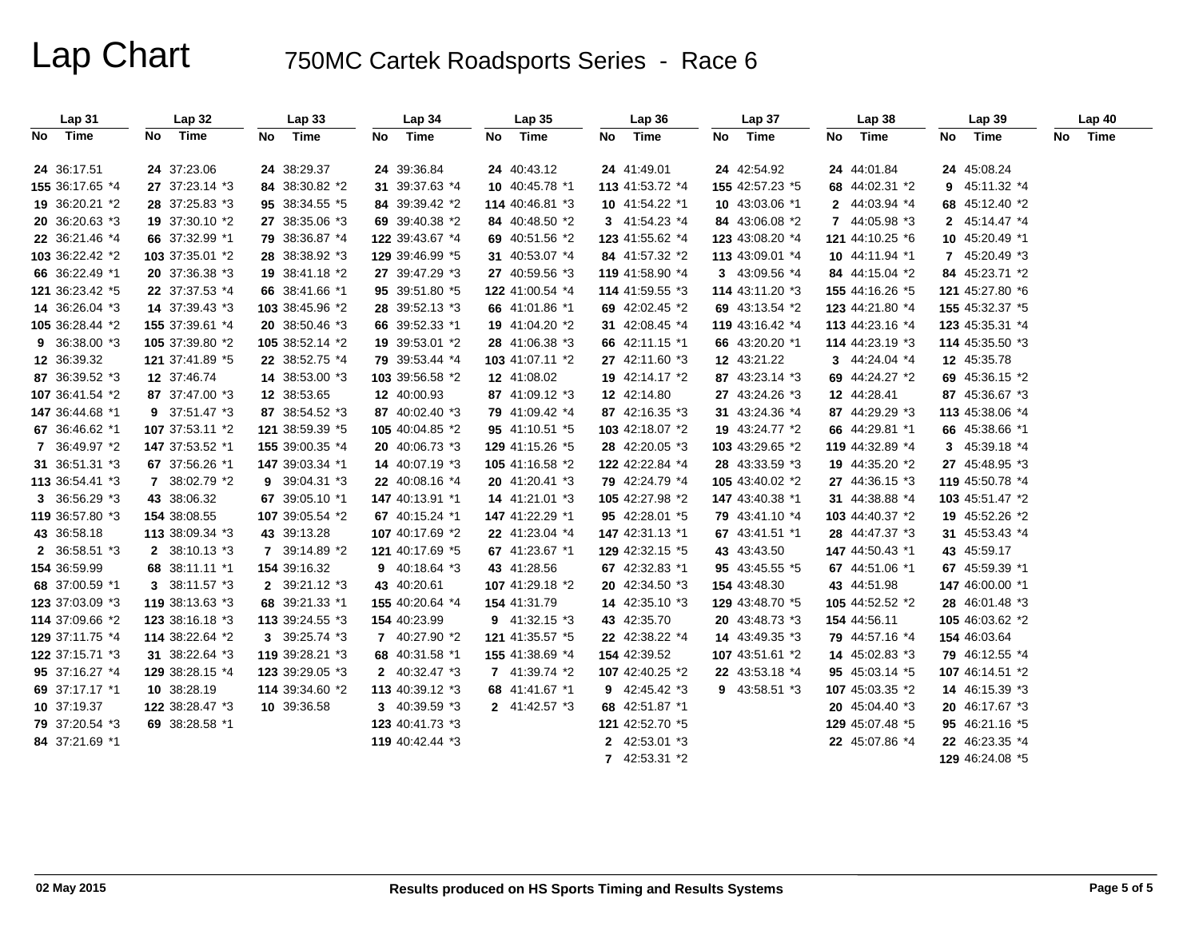# Lap Chart

## 750MC Cartek Roadsports Series - Race 6

| Lap 31 | | Lap 32 | | Lap 33 | | Lap 34 | | Lap 35 | | Lap 36 | | Lap 37 | | Lap 38 | | Lap 39 | | Lap 40 | |
|---|---|---|---|---|---|---|---|---|---|---|---|---|---|---|---|---|---|---|---|
| No | Time | No | Time | No | Time | No | Time | No | Time | No | Time | No | Time | No | Time | No | Time | No | Time |
| 24 | 36:17.51 | 24 | 37:23.06 | 24 | 38:29.37 | 24 | 39:36.84 | 24 | 40:43.12 | 24 | 41:49.01 | 24 | 42:54.92 | 24 | 44:01.84 | 24 | 45:08.24 | | |
| 155 | 36:17.65 *4 | 27 | 37:23.14 *3 | 84 | 38:30.82 *2 | 31 | 39:37.63 *4 | 10 | 40:45.78 *1 | 113 | 41:53.72 *4 | 155 | 42:57.23 *5 | 68 | 44:02.31 *2 | 9 | 45:11.32 *4 | | |
| 19 | 36:20.21 *2 | 28 | 37:25.83 *3 | 95 | 38:34.55 *5 | 84 | 39:39.42 *2 | 114 | 40:46.81 *3 | 10 | 41:54.22 *1 | 10 | 43:03.06 *1 | 2 | 44:03.94 *4 | 68 | 45:12.40 *2 | | |
| 20 | 36:20.63 *3 | 19 | 37:30.10 *2 | 27 | 38:35.06 *3 | 69 | 39:40.38 *2 | 84 | 40:48.50 *2 | 3 | 41:54.23 *4 | 84 | 43:06.08 *2 | 7 | 44:05.98 *3 | 2 | 45:14.47 *4 | | |
| 22 | 36:21.46 *4 | 66 | 37:32.99 *1 | 79 | 38:36.87 *4 | 122 | 39:43.67 *4 | 69 | 40:51.56 *2 | 123 | 41:55.62 *4 | 123 | 43:08.20 *4 | 121 | 44:10.25 *6 | 10 | 45:20.49 *1 | | |
| 103 | 36:22.42 *2 | 103 | 37:35.01 *2 | 28 | 38:38.92 *3 | 129 | 39:46.99 *5 | 31 | 40:53.07 *4 | 84 | 41:57.32 *2 | 113 | 43:09.01 *4 | 10 | 44:11.94 *1 | 7 | 45:20.49 *3 | | |
| 66 | 36:22.49 *1 | 20 | 37:36.38 *3 | 19 | 38:41.18 *2 | 27 | 39:47.29 *3 | 27 | 40:59.56 *3 | 119 | 41:58.90 *4 | 3 | 43:09.56 *4 | 84 | 44:15.04 *2 | 84 | 45:23.71 *2 | | |
| 121 | 36:23.42 *5 | 22 | 37:37.53 *4 | 66 | 38:41.66 *1 | 95 | 39:51.80 *5 | 122 | 41:00.54 *4 | 114 | 41:59.55 *3 | 114 | 43:11.20 *3 | 155 | 44:16.26 *5 | 121 | 45:27.80 *6 | | |
| 14 | 36:26.04 *3 | 14 | 37:39.43 *3 | 103 | 38:45.96 *2 | 28 | 39:52.13 *3 | 66 | 41:01.86 *1 | 69 | 42:02.45 *2 | 69 | 43:13.54 *2 | 123 | 44:21.80 *4 | 155 | 45:32.37 *5 | | |
| 105 | 36:28.44 *2 | 155 | 37:39.61 *4 | 20 | 38:50.46 *3 | 66 | 39:52.33 *1 | 19 | 41:04.20 *2 | 31 | 42:08.45 *4 | 119 | 43:16.42 *4 | 113 | 44:23.16 *4 | 123 | 45:35.31 *4 | | |
| 9 | 36:38.00 *3 | 105 | 37:39.80 *2 | 105 | 38:52.14 *2 | 19 | 39:53.01 *2 | 28 | 41:06.38 *3 | 66 | 42:11.15 *1 | 66 | 43:20.20 *1 | 114 | 44:23.19 *3 | 114 | 45:35.50 *3 | | |
| 12 | 36:39.32 | 121 | 37:41.89 *5 | 22 | 38:52.75 *4 | 79 | 39:53.44 *4 | 103 | 41:07.11 *2 | 27 | 42:11.60 *3 | 12 | 43:21.22 | 3 | 44:24.04 *4 | 12 | 45:35.78 | | |
| 87 | 36:39.52 *3 | 12 | 37:46.74 | 14 | 38:53.00 *3 | 103 | 39:56.58 *2 | 12 | 41:08.02 | 19 | 42:14.17 *2 | 87 | 43:23.14 *3 | 69 | 44:24.27 *2 | 69 | 45:36.15 *2 | | |
| 107 | 36:41.54 *2 | 87 | 37:47.00 *3 | 12 | 38:53.65 | 12 | 40:00.93 | 87 | 41:09.12 *3 | 12 | 42:14.80 | 27 | 43:24.26 *3 | 12 | 44:28.41 | 87 | 45:36.67 *3 | | |
| 147 | 36:44.68 *1 | 9 | 37:51.47 *3 | 87 | 38:54.52 *3 | 87 | 40:02.40 *3 | 79 | 41:09.42 *4 | 87 | 42:16.35 *3 | 31 | 43:24.36 *4 | 87 | 44:29.29 *3 | 113 | 45:38.06 *4 | | |
| 67 | 36:46.62 *1 | 107 | 37:53.11 *2 | 121 | 38:59.39 *5 | 105 | 40:04.85 *2 | 95 | 41:10.51 *5 | 103 | 42:18.07 *2 | 19 | 43:24.77 *2 | 66 | 44:29.81 *1 | 66 | 45:38.66 *1 | | |
| 7 | 36:49.97 *2 | 147 | 37:53.52 *1 | 155 | 39:00.35 *4 | 20 | 40:06.73 *3 | 129 | 41:15.26 *5 | 28 | 42:20.05 *3 | 103 | 43:29.65 *2 | 119 | 44:32.89 *4 | 3 | 45:39.18 *4 | | |
| 31 | 36:51.31 *3 | 67 | 37:56.26 *1 | 147 | 39:03.34 *1 | 14 | 40:07.19 *3 | 105 | 41:16.58 *2 | 122 | 42:22.84 *4 | 28 | 43:33.59 *3 | 19 | 44:35.20 *2 | 27 | 45:48.95 *3 | | |
| 113 | 36:54.41 *3 | 7 | 38:02.79 *2 | 9 | 39:04.31 *3 | 22 | 40:08.16 *4 | 20 | 41:20.41 *3 | 79 | 42:24.79 *4 | 105 | 43:40.02 *2 | 27 | 44:36.15 *3 | 119 | 45:50.78 *4 | | |
| 3 | 36:56.29 *3 | 43 | 38:06.32 | 67 | 39:05.10 *1 | 147 | 40:13.91 *1 | 14 | 41:21.01 *3 | 105 | 42:27.98 *2 | 147 | 43:40.38 *1 | 31 | 44:38.88 *4 | 103 | 45:51.47 *2 | | |
| 119 | 36:57.80 *3 | 154 | 38:08.55 | 107 | 39:05.54 *2 | 67 | 40:15.24 *1 | 147 | 41:22.29 *1 | 95 | 42:28.01 *5 | 79 | 43:41.10 *4 | 103 | 44:40.37 *2 | 19 | 45:52.26 *2 | | |
| 43 | 36:58.18 | 113 | 38:09.34 *3 | 43 | 39:13.28 | 107 | 40:17.69 *2 | 22 | 41:23.04 *4 | 147 | 42:31.13 *1 | 67 | 43:41.51 *1 | 28 | 44:47.37 *3 | 31 | 45:53.43 *4 | | |
| 2 | 36:58.51 *3 | 2 | 38:10.13 *3 | 7 | 39:14.89 *2 | 121 | 40:17.69 *5 | 67 | 41:23.67 *1 | 129 | 42:32.15 *5 | 43 | 43:43.50 | 147 | 44:50.43 *1 | 43 | 45:59.17 | | |
| 154 | 36:59.99 | 68 | 38:11.11 *1 | 154 | 39:16.32 | 9 | 40:18.64 *3 | 43 | 41:28.56 | 67 | 42:32.83 *1 | 95 | 43:45.55 *5 | 67 | 44:51.06 *1 | 67 | 45:59.39 *1 | | |
| 68 | 37:00.59 *1 | 3 | 38:11.57 *3 | 2 | 39:21.12 *3 | 43 | 40:20.61 | 107 | 41:29.18 *2 | 20 | 42:34.50 *3 | 154 | 43:48.30 | 43 | 44:51.98 | 147 | 46:00.00 *1 | | |
| 123 | 37:03.09 *3 | 119 | 38:13.63 *3 | 68 | 39:21.33 *1 | 155 | 40:20.64 *4 | 154 | 41:31.79 | 14 | 42:35.10 *3 | 129 | 43:48.70 *5 | 105 | 44:52.52 *2 | 28 | 46:01.48 *3 | | |
| 114 | 37:09.66 *2 | 123 | 38:16.18 *3 | 113 | 39:24.55 *3 | 154 | 40:23.99 | 9 | 41:32.15 *3 | 43 | 42:35.70 | 20 | 43:48.73 *3 | 154 | 44:56.11 | 105 | 46:03.62 *2 | | |
| 129 | 37:11.75 *4 | 114 | 38:22.64 *2 | 3 | 39:25.74 *3 | 7 | 40:27.90 *2 | 121 | 41:35.57 *5 | 22 | 42:38.22 *4 | 14 | 43:49.35 *3 | 79 | 44:57.16 *4 | 154 | 46:03.64 | | |
| 122 | 37:15.71 *3 | 31 | 38:22.64 *3 | 119 | 39:28.21 *3 | 68 | 40:31.58 *1 | 155 | 41:38.69 *4 | 154 | 42:39.52 | 107 | 43:51.61 *2 | 14 | 45:02.83 *3 | 79 | 46:12.55 *4 | | |
| 95 | 37:16.27 *4 | 129 | 38:28.15 *4 | 123 | 39:29.05 *3 | 2 | 40:32.47 *3 | 7 | 41:39.74 *2 | 107 | 42:40.25 *2 | 22 | 43:53.18 *4 | 95 | 45:03.14 *5 | 107 | 46:14.51 *2 | | |
| 69 | 37:17.17 *1 | 10 | 38:28.19 | 114 | 39:34.60 *2 | 113 | 40:39.12 *3 | 68 | 41:41.67 *1 | 9 | 42:45.42 *3 | 9 | 43:58.51 *3 | 107 | 45:03.35 *2 | 14 | 46:15.39 *3 | | |
| 10 | 37:19.37 | 122 | 38:28.47 *3 | 10 | 39:36.58 | 3 | 40:39.59 *3 | 2 | 41:42.57 *3 | 68 | 42:51.87 *1 | | | 20 | 45:04.40 *3 | 20 | 46:17.67 *3 | | |
| 79 | 37:20.54 *3 | 69 | 38:28.58 *1 | | | 123 | 40:41.73 *3 | | | 121 | 42:52.70 *5 | | | 129 | 45:07.48 *5 | 95 | 46:21.16 *5 | | |
| 84 | 37:21.69 *1 | | | | | 119 | 40:42.44 *3 | | | 2 | 42:53.01 *3 | | | 22 | 45:07.86 *4 | 22 | 46:23.35 *4 | | |
| | | | | | | | | | | 7 | 42:53.31 *2 | | | | | 129 | 46:24.08 *5 | | |

02 May 2015 — Results produced on HS Sports Timing and Results Systems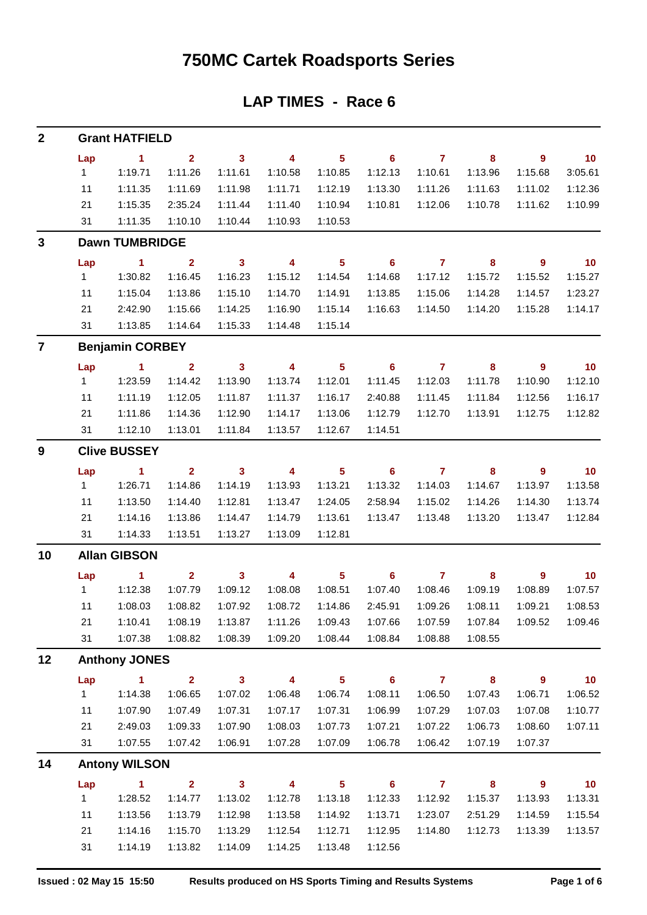# 750MC Cartek Roadsports Series

## LAP TIMES - Race 6

### 2 Grant HATFIELD

| Lap | 1 | 2 | 3 | 4 | 5 | 6 | 7 | 8 | 9 | 10 |
|---|---|---|---|---|---|---|---|---|---|---|
| 1 | 1:19.71 | 1:11.26 | 1:11.61 | 1:10.58 | 1:10.85 | 1:12.13 | 1:10.61 | 1:13.96 | 1:15.68 | 3:05.61 |
| 11 | 1:11.35 | 1:11.69 | 1:11.98 | 1:11.71 | 1:12.19 | 1:13.30 | 1:11.26 | 1:11.63 | 1:11.02 | 1:12.36 |
| 21 | 1:15.35 | 2:35.24 | 1:11.44 | 1:11.40 | 1:10.94 | 1:10.81 | 1:12.06 | 1:10.78 | 1:11.62 | 1:10.99 |
| 31 | 1:11.35 | 1:10.10 | 1:10.44 | 1:10.93 | 1:10.53 | | | | | |

### 3 Dawn TUMBRIDGE

| Lap | 1 | 2 | 3 | 4 | 5 | 6 | 7 | 8 | 9 | 10 |
|---|---|---|---|---|---|---|---|---|---|---|
| 1 | 1:30.82 | 1:16.45 | 1:16.23 | 1:15.12 | 1:14.54 | 1:14.68 | 1:17.12 | 1:15.72 | 1:15.52 | 1:15.27 |
| 11 | 1:15.04 | 1:13.86 | 1:15.10 | 1:14.70 | 1:14.91 | 1:13.85 | 1:15.06 | 1:14.28 | 1:14.57 | 1:23.27 |
| 21 | 2:42.90 | 1:15.66 | 1:14.25 | 1:16.90 | 1:15.14 | 1:16.63 | 1:14.50 | 1:14.20 | 1:15.28 | 1:14.17 |
| 31 | 1:13.85 | 1:14.64 | 1:15.33 | 1:14.48 | 1:15.14 | | | | | |

### 7 Benjamin CORBEY

| Lap | 1 | 2 | 3 | 4 | 5 | 6 | 7 | 8 | 9 | 10 |
|---|---|---|---|---|---|---|---|---|---|---|
| 1 | 1:23.59 | 1:14.42 | 1:13.90 | 1:13.74 | 1:12.01 | 1:11.45 | 1:12.03 | 1:11.78 | 1:10.90 | 1:12.10 |
| 11 | 1:11.19 | 1:12.05 | 1:11.87 | 1:11.37 | 1:16.17 | 2:40.88 | 1:11.45 | 1:11.84 | 1:12.56 | 1:16.17 |
| 21 | 1:11.86 | 1:14.36 | 1:12.90 | 1:14.17 | 1:13.06 | 1:12.79 | 1:12.70 | 1:13.91 | 1:12.75 | 1:12.82 |
| 31 | 1:12.10 | 1:13.01 | 1:11.84 | 1:13.57 | 1:12.67 | 1:14.51 | | | | |

### 9 Clive BUSSEY

| Lap | 1 | 2 | 3 | 4 | 5 | 6 | 7 | 8 | 9 | 10 |
|---|---|---|---|---|---|---|---|---|---|---|
| 1 | 1:26.71 | 1:14.86 | 1:14.19 | 1:13.93 | 1:13.21 | 1:13.32 | 1:14.03 | 1:14.67 | 1:13.97 | 1:13.58 |
| 11 | 1:13.50 | 1:14.40 | 1:12.81 | 1:13.47 | 1:24.05 | 2:58.94 | 1:15.02 | 1:14.26 | 1:14.30 | 1:13.74 |
| 21 | 1:14.16 | 1:13.86 | 1:14.47 | 1:14.79 | 1:13.61 | 1:13.47 | 1:13.48 | 1:13.20 | 1:13.47 | 1:12.84 |
| 31 | 1:14.33 | 1:13.51 | 1:13.27 | 1:13.09 | 1:12.81 | | | | | |

### 10 Allan GIBSON

| Lap | 1 | 2 | 3 | 4 | 5 | 6 | 7 | 8 | 9 | 10 |
|---|---|---|---|---|---|---|---|---|---|---|
| 1 | 1:12.38 | 1:07.79 | 1:09.12 | 1:08.08 | 1:08.51 | 1:07.40 | 1:08.46 | 1:09.19 | 1:08.89 | 1:07.57 |
| 11 | 1:08.03 | 1:08.82 | 1:07.92 | 1:08.72 | 1:14.86 | 2:45.91 | 1:09.26 | 1:08.11 | 1:09.21 | 1:08.53 |
| 21 | 1:10.41 | 1:08.19 | 1:13.87 | 1:11.26 | 1:09.43 | 1:07.66 | 1:07.59 | 1:07.84 | 1:09.52 | 1:09.46 |
| 31 | 1:07.38 | 1:08.82 | 1:08.39 | 1:09.20 | 1:08.44 | 1:08.84 | 1:08.88 | 1:08.55 | | |

### 12 Anthony JONES

| Lap | 1 | 2 | 3 | 4 | 5 | 6 | 7 | 8 | 9 | 10 |
|---|---|---|---|---|---|---|---|---|---|---|
| 1 | 1:14.38 | 1:06.65 | 1:07.02 | 1:06.48 | 1:06.74 | 1:08.11 | 1:06.50 | 1:07.43 | 1:06.71 | 1:06.52 |
| 11 | 1:07.90 | 1:07.49 | 1:07.31 | 1:07.17 | 1:07.31 | 1:06.99 | 1:07.29 | 1:07.03 | 1:07.08 | 1:10.77 |
| 21 | 2:49.03 | 1:09.33 | 1:07.90 | 1:08.03 | 1:07.73 | 1:07.21 | 1:07.22 | 1:06.73 | 1:08.60 | 1:07.11 |
| 31 | 1:07.55 | 1:07.42 | 1:06.91 | 1:07.28 | 1:07.09 | 1:06.78 | 1:06.42 | 1:07.19 | 1:07.37 | |

### 14 Antony WILSON

| Lap | 1 | 2 | 3 | 4 | 5 | 6 | 7 | 8 | 9 | 10 |
|---|---|---|---|---|---|---|---|---|---|---|
| 1 | 1:28.52 | 1:14.77 | 1:13.02 | 1:12.78 | 1:13.18 | 1:12.33 | 1:12.92 | 1:15.37 | 1:13.93 | 1:13.31 |
| 11 | 1:13.56 | 1:13.79 | 1:12.98 | 1:13.58 | 1:14.92 | 1:13.71 | 1:23.07 | 2:51.29 | 1:14.59 | 1:15.54 |
| 21 | 1:14.16 | 1:15.70 | 1:13.29 | 1:12.54 | 1:12.71 | 1:12.95 | 1:14.80 | 1:12.73 | 1:13.39 | 1:13.57 |
| 31 | 1:14.19 | 1:13.82 | 1:14.09 | 1:14.25 | 1:13.48 | 1:12.56 | | | | |

Issued : 02 May 15 15:50 — Results produced on HS Sports Timing and Results Systems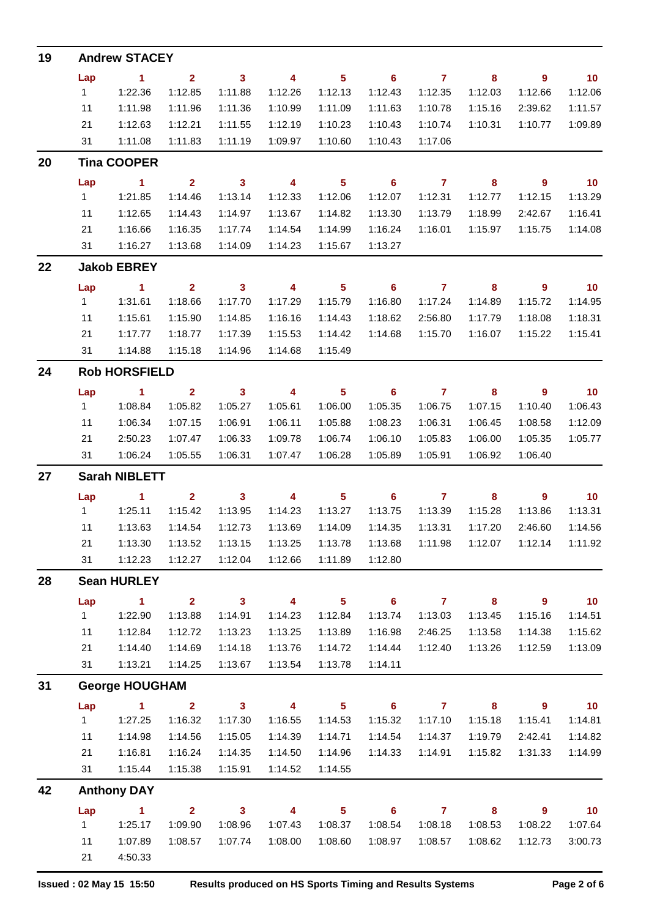## 19 Andrew STACEY

| Lap | 1 | 2 | 3 | 4 | 5 | 6 | 7 | 8 | 9 | 10 |
|---|---|---|---|---|---|---|---|---|---|---|
| 1 | 1:22.36 | 1:12.85 | 1:11.88 | 1:12.26 | 1:12.13 | 1:12.43 | 1:12.35 | 1:12.03 | 1:12.66 | 1:12.06 |
| 11 | 1:11.98 | 1:11.96 | 1:11.36 | 1:10.99 | 1:11.09 | 1:11.63 | 1:10.78 | 1:15.16 | 2:39.62 | 1:11.57 |
| 21 | 1:12.63 | 1:12.21 | 1:11.55 | 1:12.19 | 1:10.23 | 1:10.43 | 1:10.74 | 1:10.31 | 1:10.77 | 1:09.89 |
| 31 | 1:11.08 | 1:11.83 | 1:11.19 | 1:09.97 | 1:10.60 | 1:10.43 | 1:17.06 | | | |

## 20 Tina COOPER

| Lap | 1 | 2 | 3 | 4 | 5 | 6 | 7 | 8 | 9 | 10 |
|---|---|---|---|---|---|---|---|---|---|---|
| 1 | 1:21.85 | 1:14.46 | 1:13.14 | 1:12.33 | 1:12.06 | 1:12.07 | 1:12.31 | 1:12.77 | 1:12.15 | 1:13.29 |
| 11 | 1:12.65 | 1:14.43 | 1:14.97 | 1:13.67 | 1:14.82 | 1:13.30 | 1:13.79 | 1:18.99 | 2:42.67 | 1:16.41 |
| 21 | 1:16.66 | 1:16.35 | 1:17.74 | 1:14.54 | 1:14.99 | 1:16.24 | 1:16.01 | 1:15.97 | 1:15.75 | 1:14.08 |
| 31 | 1:16.27 | 1:13.68 | 1:14.09 | 1:14.23 | 1:15.67 | 1:13.27 | | | | |

## 22 Jakob EBREY

| Lap | 1 | 2 | 3 | 4 | 5 | 6 | 7 | 8 | 9 | 10 |
|---|---|---|---|---|---|---|---|---|---|---|
| 1 | 1:31.61 | 1:18.66 | 1:17.70 | 1:17.29 | 1:15.79 | 1:16.80 | 1:17.24 | 1:14.89 | 1:15.72 | 1:14.95 |
| 11 | 1:15.61 | 1:15.90 | 1:14.85 | 1:16.16 | 1:14.43 | 1:18.62 | 2:56.80 | 1:17.79 | 1:18.08 | 1:18.31 |
| 21 | 1:17.77 | 1:18.77 | 1:17.39 | 1:15.53 | 1:14.42 | 1:14.68 | 1:15.70 | 1:16.07 | 1:15.22 | 1:15.41 |
| 31 | 1:14.88 | 1:15.18 | 1:14.96 | 1:14.68 | 1:15.49 | | | | | |

## 24 Rob HORSFIELD

| Lap | 1 | 2 | 3 | 4 | 5 | 6 | 7 | 8 | 9 | 10 |
|---|---|---|---|---|---|---|---|---|---|---|
| 1 | 1:08.84 | 1:05.82 | 1:05.27 | 1:05.61 | 1:06.00 | 1:05.35 | 1:06.75 | 1:07.15 | 1:10.40 | 1:06.43 |
| 11 | 1:06.34 | 1:07.15 | 1:06.91 | 1:06.11 | 1:05.88 | 1:08.23 | 1:06.31 | 1:06.45 | 1:08.58 | 1:12.09 |
| 21 | 2:50.23 | 1:07.47 | 1:06.33 | 1:09.78 | 1:06.74 | 1:06.10 | 1:05.83 | 1:06.00 | 1:05.35 | 1:05.77 |
| 31 | 1:06.24 | 1:05.55 | 1:06.31 | 1:07.47 | 1:06.28 | 1:05.89 | 1:05.91 | 1:06.92 | 1:06.40 | |

## 27 Sarah NIBLETT

| Lap | 1 | 2 | 3 | 4 | 5 | 6 | 7 | 8 | 9 | 10 |
|---|---|---|---|---|---|---|---|---|---|---|
| 1 | 1:25.11 | 1:15.42 | 1:13.95 | 1:14.23 | 1:13.27 | 1:13.75 | 1:13.39 | 1:15.28 | 1:13.86 | 1:13.31 |
| 11 | 1:13.63 | 1:14.54 | 1:12.73 | 1:13.69 | 1:14.09 | 1:14.35 | 1:13.31 | 1:17.20 | 2:46.60 | 1:14.56 |
| 21 | 1:13.30 | 1:13.52 | 1:13.15 | 1:13.25 | 1:13.78 | 1:13.68 | 1:11.98 | 1:12.07 | 1:12.14 | 1:11.92 |
| 31 | 1:12.23 | 1:12.27 | 1:12.04 | 1:12.66 | 1:11.89 | 1:12.80 | | | | |

## 28 Sean HURLEY

| Lap | 1 | 2 | 3 | 4 | 5 | 6 | 7 | 8 | 9 | 10 |
|---|---|---|---|---|---|---|---|---|---|---|
| 1 | 1:22.90 | 1:13.88 | 1:14.91 | 1:14.23 | 1:12.84 | 1:13.74 | 1:13.03 | 1:13.45 | 1:15.16 | 1:14.51 |
| 11 | 1:12.84 | 1:12.72 | 1:13.23 | 1:13.25 | 1:13.89 | 1:16.98 | 2:46.25 | 1:13.58 | 1:14.38 | 1:15.62 |
| 21 | 1:14.40 | 1:14.69 | 1:14.18 | 1:13.76 | 1:14.72 | 1:14.44 | 1:12.40 | 1:13.26 | 1:12.59 | 1:13.09 |
| 31 | 1:13.21 | 1:14.25 | 1:13.67 | 1:13.54 | 1:13.78 | 1:14.11 | | | | |

## 31 George HOUGHAM

| Lap | 1 | 2 | 3 | 4 | 5 | 6 | 7 | 8 | 9 | 10 |
|---|---|---|---|---|---|---|---|---|---|---|
| 1 | 1:27.25 | 1:16.32 | 1:17.30 | 1:16.55 | 1:14.53 | 1:15.32 | 1:17.10 | 1:15.18 | 1:15.41 | 1:14.81 |
| 11 | 1:14.98 | 1:14.56 | 1:15.05 | 1:14.39 | 1:14.71 | 1:14.54 | 1:14.37 | 1:19.79 | 2:42.41 | 1:14.82 |
| 21 | 1:16.81 | 1:16.24 | 1:14.35 | 1:14.50 | 1:14.96 | 1:14.33 | 1:14.91 | 1:15.82 | 1:31.33 | 1:14.99 |
| 31 | 1:15.44 | 1:15.38 | 1:15.91 | 1:14.52 | 1:14.55 | | | | | |

## 42 Anthony DAY

| Lap | 1 | 2 | 3 | 4 | 5 | 6 | 7 | 8 | 9 | 10 |
|---|---|---|---|---|---|---|---|---|---|---|
| 1 | 1:25.17 | 1:09.90 | 1:08.96 | 1:07.43 | 1:08.37 | 1:08.54 | 1:08.18 | 1:08.53 | 1:08.22 | 1:07.64 |
| 11 | 1:07.89 | 1:08.57 | 1:07.74 | 1:08.00 | 1:08.60 | 1:08.97 | 1:08.57 | 1:08.62 | 1:12.73 | 3:00.73 |
| 21 | 4:50.33 | | | | | | | | | |

Issued : 02 May 15 15:50 Results produced on HS Sports Timing and Results Systems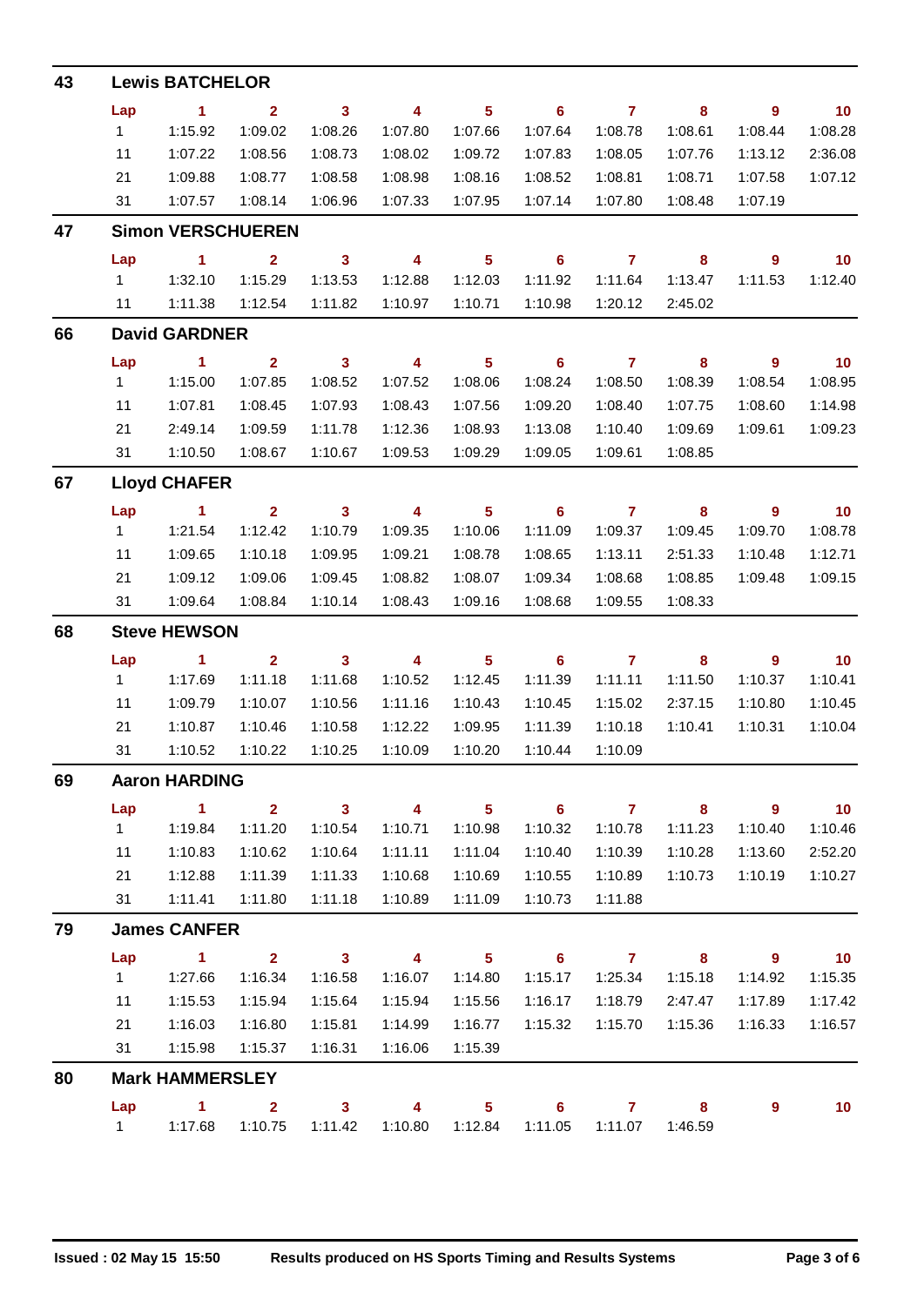## 43 Lewis BATCHELOR

| Lap | 1 | 2 | 3 | 4 | 5 | 6 | 7 | 8 | 9 | 10 |
|---|---|---|---|---|---|---|---|---|---|---|
| 1 | 1:15.92 | 1:09.02 | 1:08.26 | 1:07.80 | 1:07.66 | 1:07.64 | 1:08.78 | 1:08.61 | 1:08.44 | 1:08.28 |
| 11 | 1:07.22 | 1:08.56 | 1:08.73 | 1:08.02 | 1:09.72 | 1:07.83 | 1:08.05 | 1:07.76 | 1:13.12 | 2:36.08 |
| 21 | 1:09.88 | 1:08.77 | 1:08.58 | 1:08.98 | 1:08.16 | 1:08.52 | 1:08.81 | 1:08.71 | 1:07.58 | 1:07.12 |
| 31 | 1:07.57 | 1:08.14 | 1:06.96 | 1:07.33 | 1:07.95 | 1:07.14 | 1:07.80 | 1:08.48 | 1:07.19 | |

## 47 Simon VERSCHUEREN

| Lap | 1 | 2 | 3 | 4 | 5 | 6 | 7 | 8 | 9 | 10 |
|---|---|---|---|---|---|---|---|---|---|---|
| 1 | 1:32.10 | 1:15.29 | 1:13.53 | 1:12.88 | 1:12.03 | 1:11.92 | 1:11.64 | 1:13.47 | 1:11.53 | 1:12.40 |
| 11 | 1:11.38 | 1:12.54 | 1:11.82 | 1:10.97 | 1:10.71 | 1:10.98 | 1:20.12 | 2:45.02 | | |

## 66 David GARDNER

| Lap | 1 | 2 | 3 | 4 | 5 | 6 | 7 | 8 | 9 | 10 |
|---|---|---|---|---|---|---|---|---|---|---|
| 1 | 1:15.00 | 1:07.85 | 1:08.52 | 1:07.52 | 1:08.06 | 1:08.24 | 1:08.50 | 1:08.39 | 1:08.54 | 1:08.95 |
| 11 | 1:07.81 | 1:08.45 | 1:07.93 | 1:08.43 | 1:07.56 | 1:09.20 | 1:08.40 | 1:07.75 | 1:08.60 | 1:14.98 |
| 21 | 2:49.14 | 1:09.59 | 1:11.78 | 1:12.36 | 1:08.93 | 1:13.08 | 1:10.40 | 1:09.69 | 1:09.61 | 1:09.23 |
| 31 | 1:10.50 | 1:08.67 | 1:10.67 | 1:09.53 | 1:09.29 | 1:09.05 | 1:09.61 | 1:08.85 | | |

## 67 Lloyd CHAFER

| Lap | 1 | 2 | 3 | 4 | 5 | 6 | 7 | 8 | 9 | 10 |
|---|---|---|---|---|---|---|---|---|---|---|
| 1 | 1:21.54 | 1:12.42 | 1:10.79 | 1:09.35 | 1:10.06 | 1:11.09 | 1:09.37 | 1:09.45 | 1:09.70 | 1:08.78 |
| 11 | 1:09.65 | 1:10.18 | 1:09.95 | 1:09.21 | 1:08.78 | 1:08.65 | 1:13.11 | 2:51.33 | 1:10.48 | 1:12.71 |
| 21 | 1:09.12 | 1:09.06 | 1:09.45 | 1:08.82 | 1:08.07 | 1:09.34 | 1:08.68 | 1:08.85 | 1:09.48 | 1:09.15 |
| 31 | 1:09.64 | 1:08.84 | 1:10.14 | 1:08.43 | 1:09.16 | 1:08.68 | 1:09.55 | 1:08.33 | | |

## 68 Steve HEWSON

| Lap | 1 | 2 | 3 | 4 | 5 | 6 | 7 | 8 | 9 | 10 |
|---|---|---|---|---|---|---|---|---|---|---|
| 1 | 1:17.69 | 1:11.18 | 1:11.68 | 1:10.52 | 1:12.45 | 1:11.39 | 1:11.11 | 1:11.50 | 1:10.37 | 1:10.41 |
| 11 | 1:09.79 | 1:10.07 | 1:10.56 | 1:11.16 | 1:10.43 | 1:10.45 | 1:15.02 | 2:37.15 | 1:10.80 | 1:10.45 |
| 21 | 1:10.87 | 1:10.46 | 1:10.58 | 1:12.22 | 1:09.95 | 1:11.39 | 1:10.18 | 1:10.41 | 1:10.31 | 1:10.04 |
| 31 | 1:10.52 | 1:10.22 | 1:10.25 | 1:10.09 | 1:10.20 | 1:10.44 | 1:10.09 | | | |

## 69 Aaron HARDING

| Lap | 1 | 2 | 3 | 4 | 5 | 6 | 7 | 8 | 9 | 10 |
|---|---|---|---|---|---|---|---|---|---|---|
| 1 | 1:19.84 | 1:11.20 | 1:10.54 | 1:10.71 | 1:10.98 | 1:10.32 | 1:10.78 | 1:11.23 | 1:10.40 | 1:10.46 |
| 11 | 1:10.83 | 1:10.62 | 1:10.64 | 1:11.11 | 1:11.04 | 1:10.40 | 1:10.39 | 1:10.28 | 1:13.60 | 2:52.20 |
| 21 | 1:12.88 | 1:11.39 | 1:11.33 | 1:10.68 | 1:10.69 | 1:10.55 | 1:10.89 | 1:10.73 | 1:10.19 | 1:10.27 |
| 31 | 1:11.41 | 1:11.80 | 1:11.18 | 1:10.89 | 1:11.09 | 1:10.73 | 1:11.88 | | | |

## 79 James CANFER

| Lap | 1 | 2 | 3 | 4 | 5 | 6 | 7 | 8 | 9 | 10 |
|---|---|---|---|---|---|---|---|---|---|---|
| 1 | 1:27.66 | 1:16.34 | 1:16.58 | 1:16.07 | 1:14.80 | 1:15.17 | 1:25.34 | 1:15.18 | 1:14.92 | 1:15.35 |
| 11 | 1:15.53 | 1:15.94 | 1:15.64 | 1:15.94 | 1:15.56 | 1:16.17 | 1:18.79 | 2:47.47 | 1:17.89 | 1:17.42 |
| 21 | 1:16.03 | 1:16.80 | 1:15.81 | 1:14.99 | 1:16.77 | 1:15.32 | 1:15.70 | 1:15.36 | 1:16.33 | 1:16.57 |
| 31 | 1:15.98 | 1:15.37 | 1:16.31 | 1:16.06 | 1:15.39 | | | | | |

## 80 Mark HAMMERSLEY

| Lap | 1 | 2 | 3 | 4 | 5 | 6 | 7 | 8 | 9 | 10 |
|---|---|---|---|---|---|---|---|---|---|---|
| 1 | 1:17.68 | 1:10.75 | 1:11.42 | 1:10.80 | 1:12.84 | 1:11.05 | 1:11.07 | 1:46.59 | | |

Issued : 02 May 15 15:50 — Results produced on HS Sports Timing and Results Systems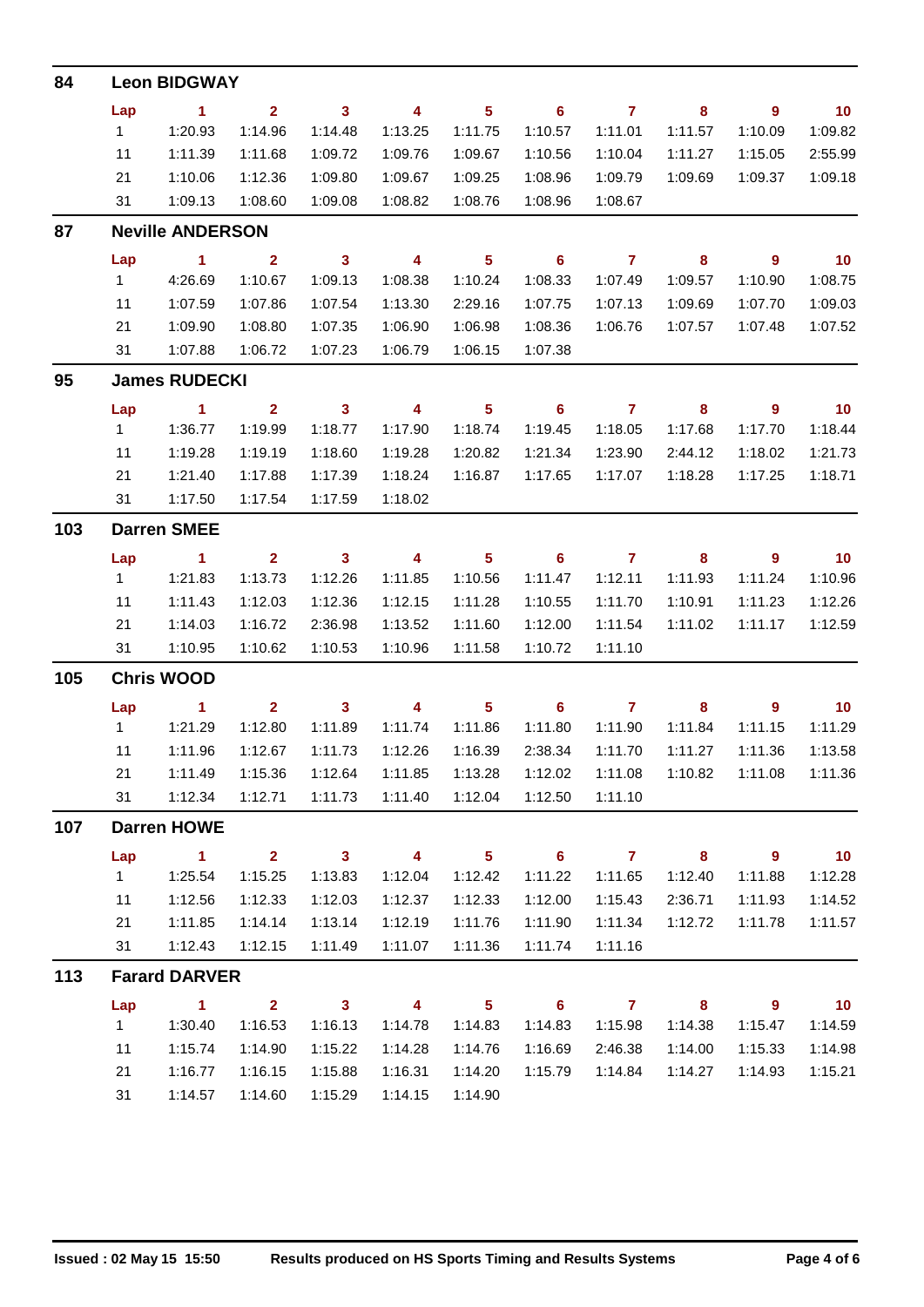## 84 Leon BIDGWAY

| Lap | 1 | 2 | 3 | 4 | 5 | 6 | 7 | 8 | 9 | 10 |
|---|---|---|---|---|---|---|---|---|---|---|
| 1 | 1:20.93 | 1:14.96 | 1:14.48 | 1:13.25 | 1:11.75 | 1:10.57 | 1:11.01 | 1:11.57 | 1:10.09 | 1:09.82 |
| 11 | 1:11.39 | 1:11.68 | 1:09.72 | 1:09.76 | 1:09.67 | 1:10.56 | 1:10.04 | 1:11.27 | 1:15.05 | 2:55.99 |
| 21 | 1:10.06 | 1:12.36 | 1:09.80 | 1:09.67 | 1:09.25 | 1:08.96 | 1:09.79 | 1:09.69 | 1:09.37 | 1:09.18 |
| 31 | 1:09.13 | 1:08.60 | 1:09.08 | 1:08.82 | 1:08.76 | 1:08.96 | 1:08.67 | | | |

## 87 Neville ANDERSON

| Lap | 1 | 2 | 3 | 4 | 5 | 6 | 7 | 8 | 9 | 10 |
|---|---|---|---|---|---|---|---|---|---|---|
| 1 | 4:26.69 | 1:10.67 | 1:09.13 | 1:08.38 | 1:10.24 | 1:08.33 | 1:07.49 | 1:09.57 | 1:10.90 | 1:08.75 |
| 11 | 1:07.59 | 1:07.86 | 1:07.54 | 1:13.30 | 2:29.16 | 1:07.75 | 1:07.13 | 1:09.69 | 1:07.70 | 1:09.03 |
| 21 | 1:09.90 | 1:08.80 | 1:07.35 | 1:06.90 | 1:06.98 | 1:08.36 | 1:06.76 | 1:07.57 | 1:07.48 | 1:07.52 |
| 31 | 1:07.88 | 1:06.72 | 1:07.23 | 1:06.79 | 1:06.15 | 1:07.38 | | | | |

## 95 James RUDECKI

| Lap | 1 | 2 | 3 | 4 | 5 | 6 | 7 | 8 | 9 | 10 |
|---|---|---|---|---|---|---|---|---|---|---|
| 1 | 1:36.77 | 1:19.99 | 1:18.77 | 1:17.90 | 1:18.74 | 1:19.45 | 1:18.05 | 1:17.68 | 1:17.70 | 1:18.44 |
| 11 | 1:19.28 | 1:19.19 | 1:18.60 | 1:19.28 | 1:20.82 | 1:21.34 | 1:23.90 | 2:44.12 | 1:18.02 | 1:21.73 |
| 21 | 1:21.40 | 1:17.88 | 1:17.39 | 1:18.24 | 1:16.87 | 1:17.65 | 1:17.07 | 1:18.28 | 1:17.25 | 1:18.71 |
| 31 | 1:17.50 | 1:17.54 | 1:17.59 | 1:18.02 | | | | | | |

## 103 Darren SMEE

| Lap | 1 | 2 | 3 | 4 | 5 | 6 | 7 | 8 | 9 | 10 |
|---|---|---|---|---|---|---|---|---|---|---|
| 1 | 1:21.83 | 1:13.73 | 1:12.26 | 1:11.85 | 1:10.56 | 1:11.47 | 1:12.11 | 1:11.93 | 1:11.24 | 1:10.96 |
| 11 | 1:11.43 | 1:12.03 | 1:12.36 | 1:12.15 | 1:11.28 | 1:10.55 | 1:11.70 | 1:10.91 | 1:11.23 | 1:12.26 |
| 21 | 1:14.03 | 1:16.72 | 2:36.98 | 1:13.52 | 1:11.60 | 1:12.00 | 1:11.54 | 1:11.02 | 1:11.17 | 1:12.59 |
| 31 | 1:10.95 | 1:10.62 | 1:10.53 | 1:10.96 | 1:11.58 | 1:10.72 | 1:11.10 | | | |

## 105 Chris WOOD

| Lap | 1 | 2 | 3 | 4 | 5 | 6 | 7 | 8 | 9 | 10 |
|---|---|---|---|---|---|---|---|---|---|---|
| 1 | 1:21.29 | 1:12.80 | 1:11.89 | 1:11.74 | 1:11.86 | 1:11.80 | 1:11.90 | 1:11.84 | 1:11.15 | 1:11.29 |
| 11 | 1:11.96 | 1:12.67 | 1:11.73 | 1:12.26 | 1:16.39 | 2:38.34 | 1:11.70 | 1:11.27 | 1:11.36 | 1:13.58 |
| 21 | 1:11.49 | 1:15.36 | 1:12.64 | 1:11.85 | 1:13.28 | 1:12.02 | 1:11.08 | 1:10.82 | 1:11.08 | 1:11.36 |
| 31 | 1:12.34 | 1:12.71 | 1:11.73 | 1:11.40 | 1:12.04 | 1:12.50 | 1:11.10 | | | |

## 107 Darren HOWE

| Lap | 1 | 2 | 3 | 4 | 5 | 6 | 7 | 8 | 9 | 10 |
|---|---|---|---|---|---|---|---|---|---|---|
| 1 | 1:25.54 | 1:15.25 | 1:13.83 | 1:12.04 | 1:12.42 | 1:11.22 | 1:11.65 | 1:12.40 | 1:11.88 | 1:12.28 |
| 11 | 1:12.56 | 1:12.33 | 1:12.03 | 1:12.37 | 1:12.33 | 1:12.00 | 1:15.43 | 2:36.71 | 1:11.93 | 1:14.52 |
| 21 | 1:11.85 | 1:14.14 | 1:13.14 | 1:12.19 | 1:11.76 | 1:11.90 | 1:11.34 | 1:12.72 | 1:11.78 | 1:11.57 |
| 31 | 1:12.43 | 1:12.15 | 1:11.49 | 1:11.07 | 1:11.36 | 1:11.74 | 1:11.16 | | | |

## 113 Farard DARVER

| Lap | 1 | 2 | 3 | 4 | 5 | 6 | 7 | 8 | 9 | 10 |
|---|---|---|---|---|---|---|---|---|---|---|
| 1 | 1:30.40 | 1:16.53 | 1:16.13 | 1:14.78 | 1:14.83 | 1:14.83 | 1:15.98 | 1:14.38 | 1:15.47 | 1:14.59 |
| 11 | 1:15.74 | 1:14.90 | 1:15.22 | 1:14.28 | 1:14.76 | 1:16.69 | 2:46.38 | 1:14.00 | 1:15.33 | 1:14.98 |
| 21 | 1:16.77 | 1:16.15 | 1:15.88 | 1:16.31 | 1:14.20 | 1:15.79 | 1:14.84 | 1:14.27 | 1:14.93 | 1:15.21 |
| 31 | 1:14.57 | 1:14.60 | 1:15.29 | 1:14.15 | 1:14.90 | | | | | |

Issued : 02 May 15 15:50 Results produced on HS Sports Timing and Results Systems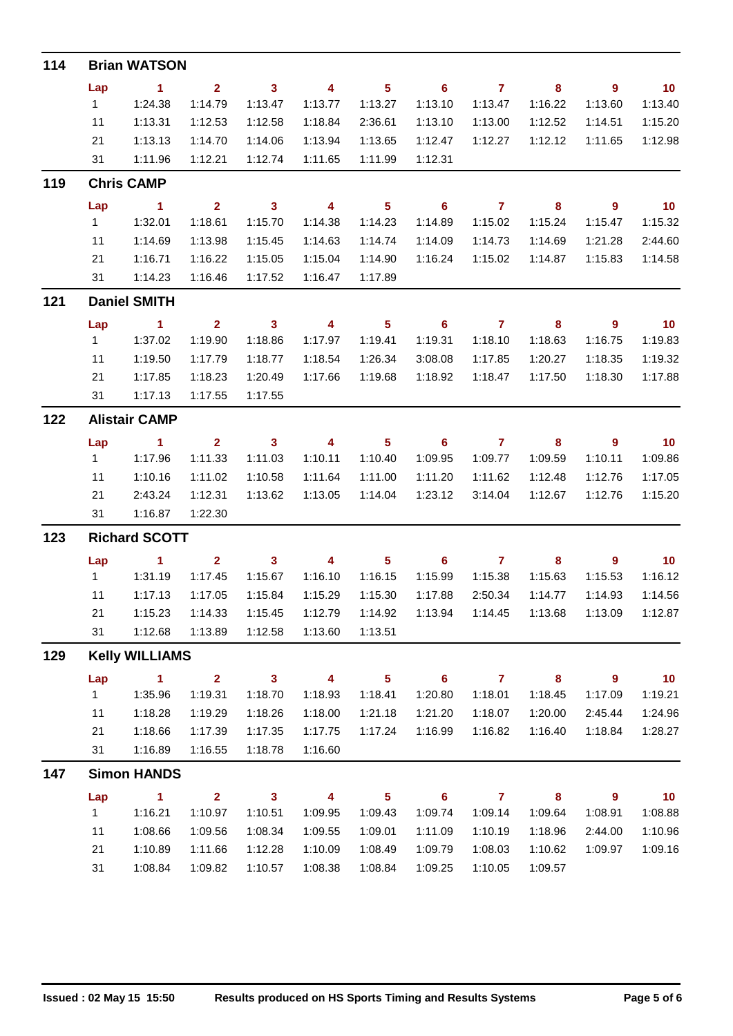## 114 Brian WATSON

| Lap | 1 | 2 | 3 | 4 | 5 | 6 | 7 | 8 | 9 | 10 |
|---|---|---|---|---|---|---|---|---|---|---|
| 1 | 1:24.38 | 1:14.79 | 1:13.47 | 1:13.77 | 1:13.27 | 1:13.10 | 1:13.47 | 1:16.22 | 1:13.60 | 1:13.40 |
| 11 | 1:13.31 | 1:12.53 | 1:12.58 | 1:18.84 | 2:36.61 | 1:13.10 | 1:13.00 | 1:12.52 | 1:14.51 | 1:15.20 |
| 21 | 1:13.13 | 1:14.70 | 1:14.06 | 1:13.94 | 1:13.65 | 1:12.47 | 1:12.27 | 1:12.12 | 1:11.65 | 1:12.98 |
| 31 | 1:11.96 | 1:12.21 | 1:12.74 | 1:11.65 | 1:11.99 | 1:12.31 | | | | |

## 119 Chris CAMP

| Lap | 1 | 2 | 3 | 4 | 5 | 6 | 7 | 8 | 9 | 10 |
|---|---|---|---|---|---|---|---|---|---|---|
| 1 | 1:32.01 | 1:18.61 | 1:15.70 | 1:14.38 | 1:14.23 | 1:14.89 | 1:15.02 | 1:15.24 | 1:15.47 | 1:15.32 |
| 11 | 1:14.69 | 1:13.98 | 1:15.45 | 1:14.63 | 1:14.74 | 1:14.09 | 1:14.73 | 1:14.69 | 1:21.28 | 2:44.60 |
| 21 | 1:16.71 | 1:16.22 | 1:15.05 | 1:15.04 | 1:14.90 | 1:16.24 | 1:15.02 | 1:14.87 | 1:15.83 | 1:14.58 |
| 31 | 1:14.23 | 1:16.46 | 1:17.52 | 1:16.47 | 1:17.89 | | | | | |

## 121 Daniel SMITH

| Lap | 1 | 2 | 3 | 4 | 5 | 6 | 7 | 8 | 9 | 10 |
|---|---|---|---|---|---|---|---|---|---|---|
| 1 | 1:37.02 | 1:19.90 | 1:18.86 | 1:17.97 | 1:19.41 | 1:19.31 | 1:18.10 | 1:18.63 | 1:16.75 | 1:19.83 |
| 11 | 1:19.50 | 1:17.79 | 1:18.77 | 1:18.54 | 1:26.34 | 3:08.08 | 1:17.85 | 1:20.27 | 1:18.35 | 1:19.32 |
| 21 | 1:17.85 | 1:18.23 | 1:20.49 | 1:17.66 | 1:19.68 | 1:18.92 | 1:18.47 | 1:17.50 | 1:18.30 | 1:17.88 |
| 31 | 1:17.13 | 1:17.55 | 1:17.55 | | | | | | | |

## 122 Alistair CAMP

| Lap | 1 | 2 | 3 | 4 | 5 | 6 | 7 | 8 | 9 | 10 |
|---|---|---|---|---|---|---|---|---|---|---|
| 1 | 1:17.96 | 1:11.33 | 1:11.03 | 1:10.11 | 1:10.40 | 1:09.95 | 1:09.77 | 1:09.59 | 1:10.11 | 1:09.86 |
| 11 | 1:10.16 | 1:11.02 | 1:10.58 | 1:11.64 | 1:11.00 | 1:11.20 | 1:11.62 | 1:12.48 | 1:12.76 | 1:17.05 |
| 21 | 2:43.24 | 1:12.31 | 1:13.62 | 1:13.05 | 1:14.04 | 1:23.12 | 3:14.04 | 1:12.67 | 1:12.76 | 1:15.20 |
| 31 | 1:16.87 | 1:22.30 | | | | | | | | |

## 123 Richard SCOTT

| Lap | 1 | 2 | 3 | 4 | 5 | 6 | 7 | 8 | 9 | 10 |
|---|---|---|---|---|---|---|---|---|---|---|
| 1 | 1:31.19 | 1:17.45 | 1:15.67 | 1:16.10 | 1:16.15 | 1:15.99 | 1:15.38 | 1:15.63 | 1:15.53 | 1:16.12 |
| 11 | 1:17.13 | 1:17.05 | 1:15.84 | 1:15.29 | 1:15.30 | 1:17.88 | 2:50.34 | 1:14.77 | 1:14.93 | 1:14.56 |
| 21 | 1:15.23 | 1:14.33 | 1:15.45 | 1:12.79 | 1:14.92 | 1:13.94 | 1:14.45 | 1:13.68 | 1:13.09 | 1:12.87 |
| 31 | 1:12.68 | 1:13.89 | 1:12.58 | 1:13.60 | 1:13.51 | | | | | |

## 129 Kelly WILLIAMS

| Lap | 1 | 2 | 3 | 4 | 5 | 6 | 7 | 8 | 9 | 10 |
|---|---|---|---|---|---|---|---|---|---|---|
| 1 | 1:35.96 | 1:19.31 | 1:18.70 | 1:18.93 | 1:18.41 | 1:20.80 | 1:18.01 | 1:18.45 | 1:17.09 | 1:19.21 |
| 11 | 1:18.28 | 1:19.29 | 1:18.26 | 1:18.00 | 1:21.18 | 1:21.20 | 1:18.07 | 1:20.00 | 2:45.44 | 1:24.96 |
| 21 | 1:18.66 | 1:17.39 | 1:17.35 | 1:17.75 | 1:17.24 | 1:16.99 | 1:16.82 | 1:16.40 | 1:18.84 | 1:28.27 |
| 31 | 1:16.89 | 1:16.55 | 1:18.78 | 1:16.60 | | | | | | |

## 147 Simon HANDS

| Lap | 1 | 2 | 3 | 4 | 5 | 6 | 7 | 8 | 9 | 10 |
|---|---|---|---|---|---|---|---|---|---|---|
| 1 | 1:16.21 | 1:10.97 | 1:10.51 | 1:09.95 | 1:09.43 | 1:09.74 | 1:09.14 | 1:09.64 | 1:08.91 | 1:08.88 |
| 11 | 1:08.66 | 1:09.56 | 1:08.34 | 1:09.55 | 1:09.01 | 1:11.09 | 1:10.19 | 1:18.96 | 2:44.00 | 1:10.96 |
| 21 | 1:10.89 | 1:11.66 | 1:12.28 | 1:10.09 | 1:08.49 | 1:09.79 | 1:08.03 | 1:10.62 | 1:09.97 | 1:09.16 |
| 31 | 1:08.84 | 1:09.82 | 1:10.57 | 1:08.38 | 1:08.84 | 1:09.25 | 1:10.05 | 1:09.57 | | |

Issued : 02 May 15 15:50 Results produced on HS Sports Timing and Results Systems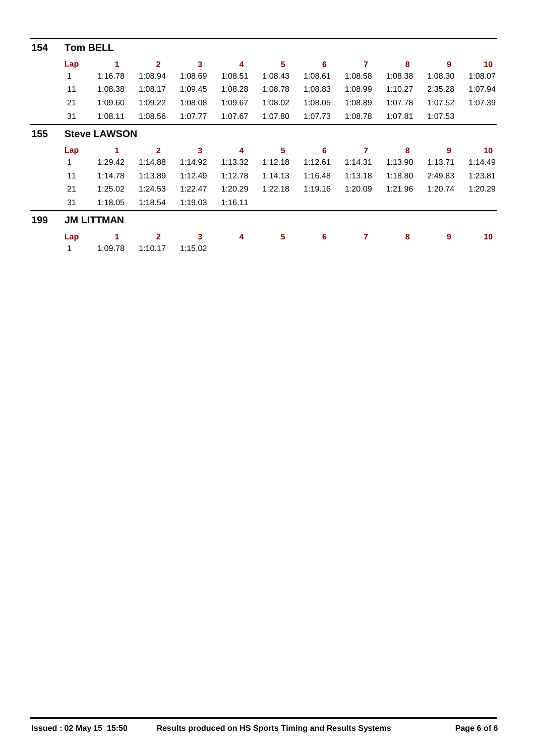## 154 Tom BELL

| Lap | 1 | 2 | 3 | 4 | 5 | 6 | 7 | 8 | 9 | 10 |
|---|---|---|---|---|---|---|---|---|---|---|
| 1 | 1:16.78 | 1:08.94 | 1:08.69 | 1:08.51 | 1:08.43 | 1:08.61 | 1:08.58 | 1:08.38 | 1:08.30 | 1:08.07 |
| 11 | 1:08.38 | 1:08.17 | 1:09.45 | 1:08.28 | 1:08.78 | 1:08.83 | 1:08.99 | 1:10.27 | 2:35.28 | 1:07.94 |
| 21 | 1:09.60 | 1:09.22 | 1:08.08 | 1:09.67 | 1:08.02 | 1:08.05 | 1:08.89 | 1:07.78 | 1:07.52 | 1:07.39 |
| 31 | 1:08.11 | 1:08.56 | 1:07.77 | 1:07.67 | 1:07.80 | 1:07.73 | 1:08.78 | 1:07.81 | 1:07.53 | |

## 155 Steve LAWSON

| Lap | 1 | 2 | 3 | 4 | 5 | 6 | 7 | 8 | 9 | 10 |
|---|---|---|---|---|---|---|---|---|---|---|
| 1 | 1:29.42 | 1:14.88 | 1:14.92 | 1:13.32 | 1:12.18 | 1:12.61 | 1:14.31 | 1:13.90 | 1:13.71 | 1:14.49 |
| 11 | 1:14.78 | 1:13.89 | 1:12.49 | 1:12.78 | 1:14.13 | 1:16.48 | 1:13.18 | 1:18.80 | 2:49.83 | 1:23.81 |
| 21 | 1:25.02 | 1:24.53 | 1:22.47 | 1:20.29 | 1:22.18 | 1:19.16 | 1:20.09 | 1:21.96 | 1:20.74 | 1:20.29 |
| 31 | 1:18.05 | 1:18.54 | 1:19.03 | 1:16.11 | | | | | | |

## 199 JM LITTMAN

| Lap | 1 | 2 | 3 | 4 | 5 | 6 | 7 | 8 | 9 | 10 |
|---|---|---|---|---|---|---|---|---|---|---|
| 1 | 1:09.78 | 1:10.17 | 1:15.02 | | | | | | | |

Issued : 02 May 15 15:50 &nbsp;&nbsp;&nbsp; Results produced on HS Sports Timing and Results Systems